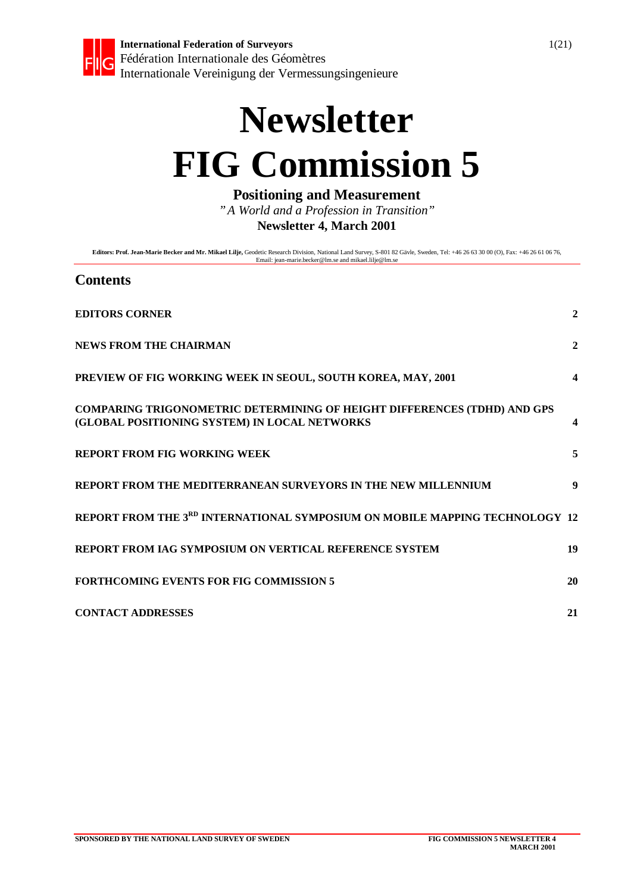**International Federation of Surveyors**
Fédération Internationale des Géomètres
Internationale Vereinigung der Vermessungsingenieure

# Newsletter
# FIG Commission 5

**Positioning and Measurement**

*"A World and a Profession in Transition"*

**Newsletter 4, March 2001**

**Editors: Prof. Jean-Marie Becker and Mr. Mikael Lilje,** Geodetic Research Division, National Land Survey, S-801 82 Gävle, Sweden, Tel: +46 26 63 30 00 (O), Fax: +46 26 61 06 76, Email: jean-marie.becker@lm.se and mikael.lilje@lm.se

## Contents

| | |
|---|---|
| **EDITORS CORNER** | **2** |
| **NEWS FROM THE CHAIRMAN** | **2** |
| **PREVIEW OF FIG WORKING WEEK IN SEOUL, SOUTH KOREA, MAY, 2001** | **4** |
| **COMPARING TRIGONOMETRIC DETERMINING OF HEIGHT DIFFERENCES (TDHD) AND GPS (GLOBAL POSITIONING SYSTEM) IN LOCAL NETWORKS** | **4** |
| **REPORT FROM FIG WORKING WEEK** | **5** |
| **REPORT FROM THE MEDITERRANEAN SURVEYORS IN THE NEW MILLENNIUM** | **9** |
| **REPORT FROM THE 3RD INTERNATIONAL SYMPOSIUM ON MOBILE MAPPING TECHNOLOGY** | **12** |
| **REPORT FROM IAG SYMPOSIUM ON VERTICAL REFERENCE SYSTEM** | **19** |
| **FORTHCOMING EVENTS FOR FIG COMMISSION 5** | **20** |
| **CONTACT ADDRESSES** | **21** |

SPONSORED BY THE NATIONAL LAND SURVEY OF SWEDEN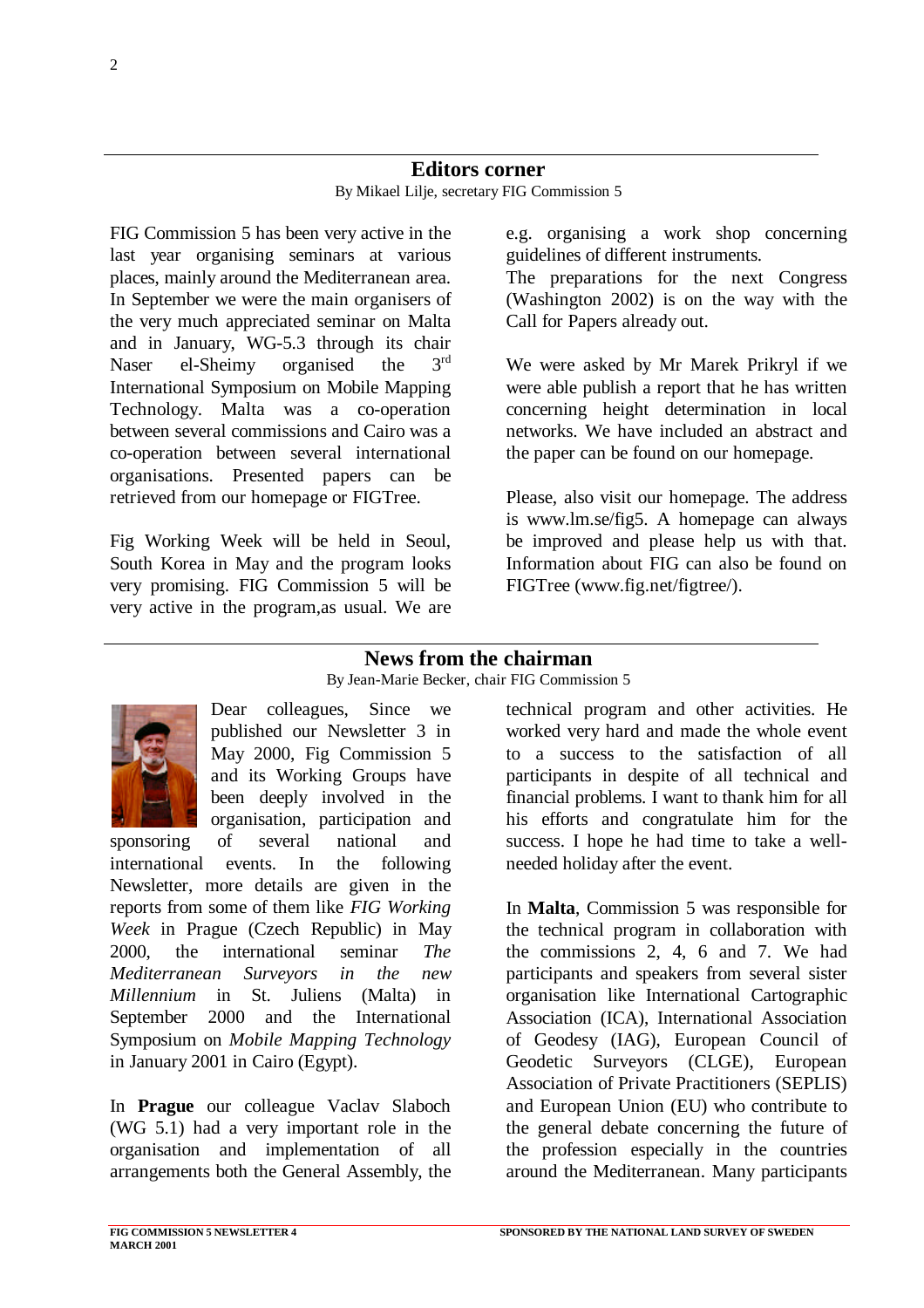## Editors corner

By Mikael Lilje, secretary FIG Commission 5

FIG Commission 5 has been very active in the last year organising seminars at various places, mainly around the Mediterranean area. In September we were the main organisers of the very much appreciated seminar on Malta and in January, WG-5.3 through its chair Naser el-Sheimy organised the 3rd International Symposium on Mobile Mapping Technology. Malta was a co-operation between several commissions and Cairo was a co-operation between several international organisations. Presented papers can be retrieved from our homepage or FIGTree.

Fig Working Week will be held in Seoul, South Korea in May and the program looks very promising. FIG Commission 5 will be very active in the program,as usual. We are e.g. organising a work shop concerning guidelines of different instruments.

The preparations for the next Congress (Washington 2002) is on the way with the Call for Papers already out.

We were asked by Mr Marek Prikryl if we were able publish a report that he has written concerning height determination in local networks. We have included an abstract and the paper can be found on our homepage.

Please, also visit our homepage. The address is www.lm.se/fig5. A homepage can always be improved and please help us with that. Information about FIG can also be found on FIGTree (www.fig.net/figtree/).

## News from the chairman

By Jean-Marie Becker, chair FIG Commission 5

Dear colleagues, Since we published our Newsletter 3 in May 2000, Fig Commission 5 and its Working Groups have been deeply involved in the organisation, participation and sponsoring of several national and international events. In the following Newsletter, more details are given in the reports from some of them like *FIG Working Week* in Prague (Czech Republic) in May 2000, the international seminar *The Mediterranean Surveyors in the new Millennium* in St. Juliens (Malta) in September 2000 and the International Symposium on *Mobile Mapping Technology* in January 2001 in Cairo (Egypt).

In **Prague** our colleague Vaclav Slaboch (WG 5.1) had a very important role in the organisation and implementation of all arrangements both the General Assembly, the technical program and other activities. He worked very hard and made the whole event to a success to the satisfaction of all participants in despite of all technical and financial problems. I want to thank him for all his efforts and congratulate him for the success. I hope he had time to take a well-needed holiday after the event.

In **Malta**, Commission 5 was responsible for the technical program in collaboration with the commissions 2, 4, 6 and 7. We had participants and speakers from several sister organisation like International Cartographic Association (ICA), International Association of Geodesy (IAG), European Council of Geodetic Surveyors (CLGE), European Association of Private Practitioners (SEPLIS) and European Union (EU) who contribute to the general debate concerning the future of the profession especially in the countries around the Mediterranean. Many participants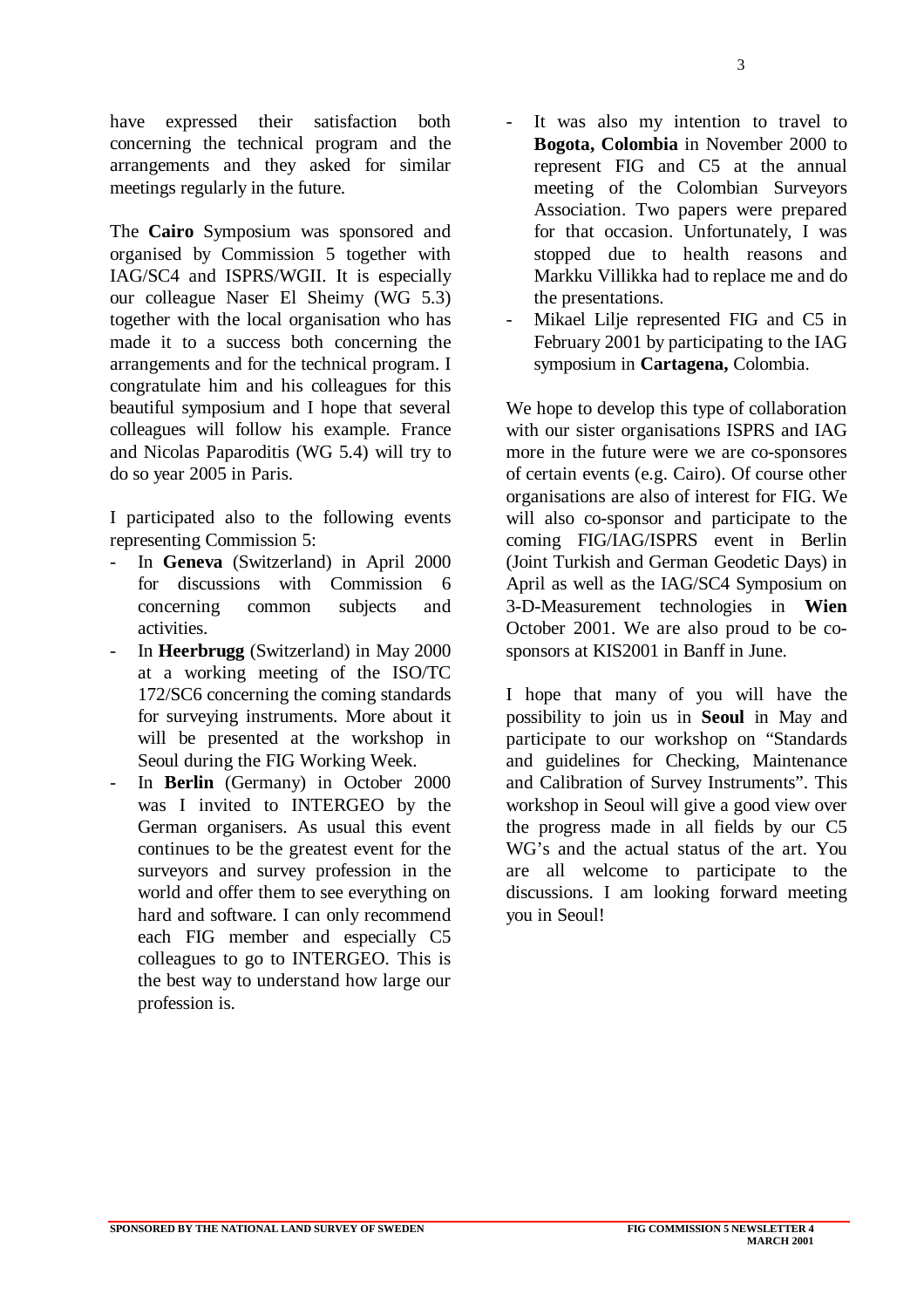have expressed their satisfaction both concerning the technical program and the arrangements and they asked for similar meetings regularly in the future.

The **Cairo** Symposium was sponsored and organised by Commission 5 together with IAG/SC4 and ISPRS/WGII. It is especially our colleague Naser El Sheimy (WG 5.3) together with the local organisation who has made it to a success both concerning the arrangements and for the technical program. I congratulate him and his colleagues for this beautiful symposium and I hope that several colleagues will follow his example. France and Nicolas Paparoditis (WG 5.4) will try to do so year 2005 in Paris.

I participated also to the following events representing Commission 5:

- In **Geneva** (Switzerland) in April 2000 for discussions with Commission 6 concerning common subjects and activities.
- In **Heerbrugg** (Switzerland) in May 2000 at a working meeting of the ISO/TC 172/SC6 concerning the coming standards for surveying instruments. More about it will be presented at the workshop in Seoul during the FIG Working Week.
- In **Berlin** (Germany) in October 2000 was I invited to INTERGEO by the German organisers. As usual this event continues to be the greatest event for the surveyors and survey profession in the world and offer them to see everything on hard and software. I can only recommend each FIG member and especially C5 colleagues to go to INTERGEO. This is the best way to understand how large our profession is.
- It was also my intention to travel to **Bogota, Colombia** in November 2000 to represent FIG and C5 at the annual meeting of the Colombian Surveyors Association. Two papers were prepared for that occasion. Unfortunately, I was stopped due to health reasons and Markku Villikka had to replace me and do the presentations.
- Mikael Lilje represented FIG and C5 in February 2001 by participating to the IAG symposium in **Cartagena,** Colombia.

We hope to develop this type of collaboration with our sister organisations ISPRS and IAG more in the future were we are co-sponsores of certain events (e.g. Cairo). Of course other organisations are also of interest for FIG. We will also co-sponsor and participate to the coming FIG/IAG/ISPRS event in Berlin (Joint Turkish and German Geodetic Days) in April as well as the IAG/SC4 Symposium on 3-D-Measurement technologies in **Wien** October 2001. We are also proud to be co-sponsors at KIS2001 in Banff in June.

I hope that many of you will have the possibility to join us in **Seoul** in May and participate to our workshop on "Standards and guidelines for Checking, Maintenance and Calibration of Survey Instruments". This workshop in Seoul will give a good view over the progress made in all fields by our C5 WG's and the actual status of the art. You are all welcome to participate to the discussions. I am looking forward meeting you in Seoul!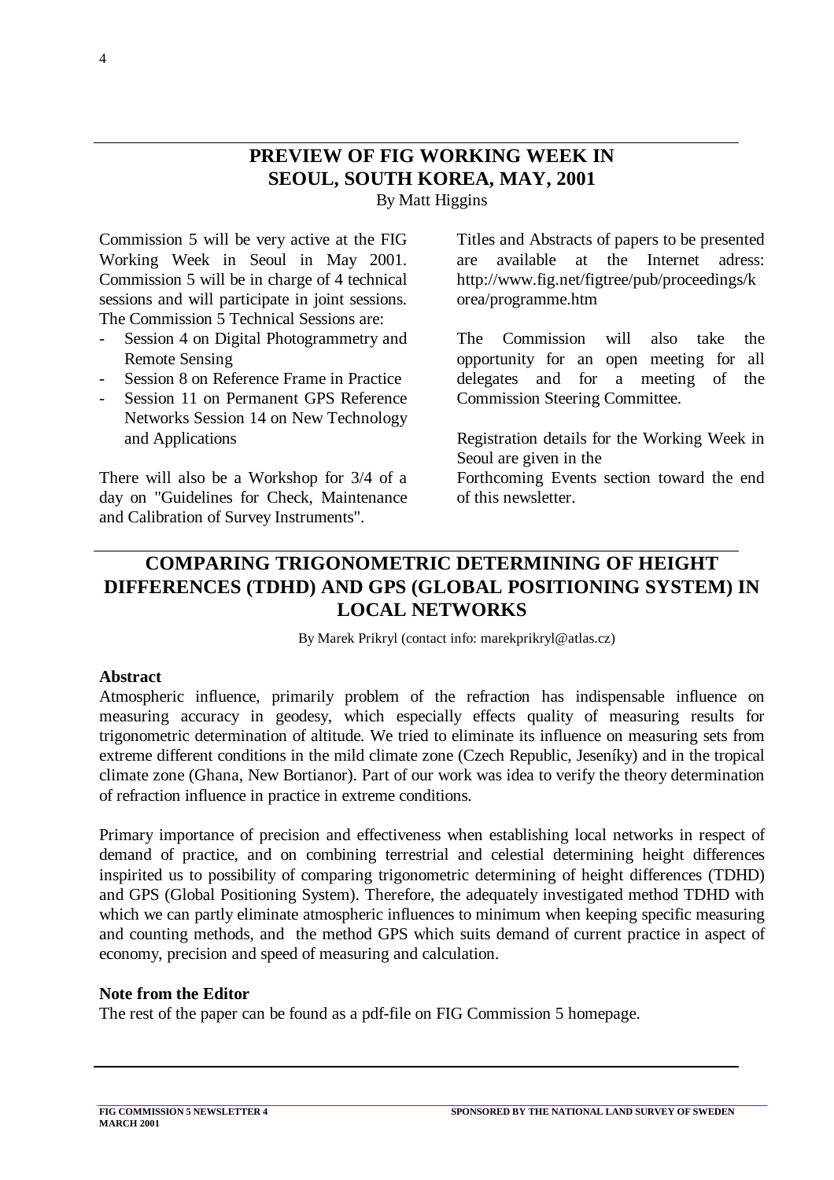## PREVIEW OF FIG WORKING WEEK IN SEOUL, SOUTH KOREA, MAY, 2001

By Matt Higgins

Commission 5 will be very active at the FIG Working Week in Seoul in May 2001. Commission 5 will be in charge of 4 technical sessions and will participate in joint sessions. The Commission 5 Technical Sessions are:

- Session 4 on Digital Photogrammetry and Remote Sensing
- Session 8 on Reference Frame in Practice
- Session 11 on Permanent GPS Reference Networks Session 14 on New Technology and Applications

There will also be a Workshop for 3/4 of a day on "Guidelines for Check, Maintenance and Calibration of Survey Instruments".

Titles and Abstracts of papers to be presented are available at the Internet adress: http://www.fig.net/figtree/pub/proceedings/korea/programme.htm

The Commission will also take the opportunity for an open meeting for all delegates and for a meeting of the Commission Steering Committee.

Registration details for the Working Week in Seoul are given in the Forthcoming Events section toward the end of this newsletter.

## COMPARING TRIGONOMETRIC DETERMINING OF HEIGHT DIFFERENCES (TDHD) AND GPS (GLOBAL POSITIONING SYSTEM) IN LOCAL NETWORKS

By Marek Prikryl (contact info: marekprikryl@atlas.cz)

**Abstract**

Atmospheric influence, primarily problem of the refraction has indispensable influence on measuring accuracy in geodesy, which especially effects quality of measuring results for trigonometric determination of altitude. We tried to eliminate its influence on measuring sets from extreme different conditions in the mild climate zone (Czech Republic, Jeseníky) and in the tropical climate zone (Ghana, New Bortianor). Part of our work was idea to verify the theory determination of refraction influence in practice in extreme conditions.

Primary importance of precision and effectiveness when establishing local networks in respect of demand of practice, and on combining terrestrial and celestial determining height differences inspirited us to possibility of comparing trigonometric determining of height differences (TDHD) and GPS (Global Positioning System). Therefore, the adequately investigated method TDHD with which we can partly eliminate atmospheric influences to minimum when keeping specific measuring and counting methods, and the method GPS which suits demand of current practice in aspect of economy, precision and speed of measuring and calculation.

**Note from the Editor**

The rest of the paper can be found as a pdf-file on FIG Commission 5 homepage.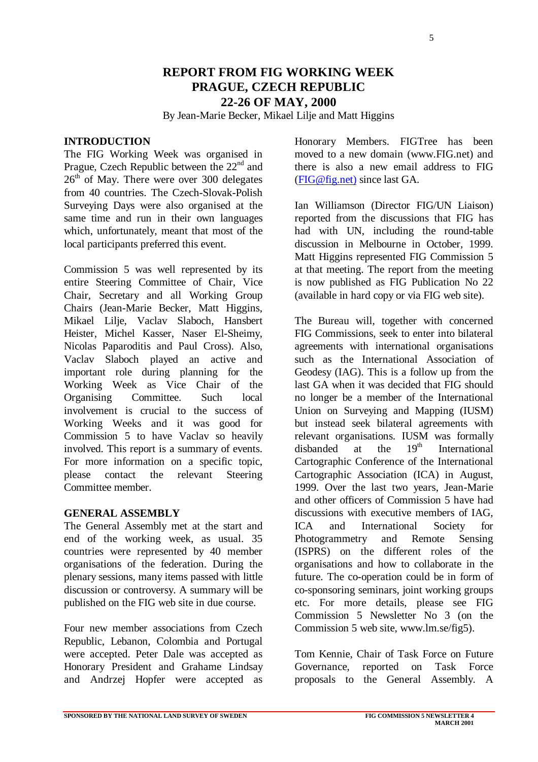# REPORT FROM FIG WORKING WEEK
# PRAGUE, CZECH REPUBLIC
# 22-26 OF MAY, 2000

By Jean-Marie Becker, Mikael Lilje and Matt Higgins

## INTRODUCTION

The FIG Working Week was organised in Prague, Czech Republic between the 22nd and 26th of May. There were over 300 delegates from 40 countries. The Czech-Slovak-Polish Surveying Days were also organised at the same time and run in their own languages which, unfortunately, meant that most of the local participants preferred this event.

Commission 5 was well represented by its entire Steering Committee of Chair, Vice Chair, Secretary and all Working Group Chairs (Jean-Marie Becker, Matt Higgins, Mikael Lilje, Vaclav Slaboch, Hansbert Heister, Michel Kasser, Naser El-Sheimy, Nicolas Paparoditis and Paul Cross). Also, Vaclav Slaboch played an active and important role during planning for the Working Week as Vice Chair of the Organising Committee. Such local involvement is crucial to the success of Working Weeks and it was good for Commission 5 to have Vaclav so heavily involved. This report is a summary of events. For more information on a specific topic, please contact the relevant Steering Committee member.

## GENERAL ASSEMBLY

The General Assembly met at the start and end of the working week, as usual. 35 countries were represented by 40 member organisations of the federation. During the plenary sessions, many items passed with little discussion or controversy. A summary will be published on the FIG web site in due course.

Four new member associations from Czech Republic, Lebanon, Colombia and Portugal were accepted. Peter Dale was accepted as Honorary President and Grahame Lindsay and Andrzej Hopfer were accepted as Honorary Members. FIGTree has been moved to a new domain (www.FIG.net) and there is also a new email address to FIG (FIG@fig.net) since last GA.

Ian Williamson (Director FIG/UN Liaison) reported from the discussions that FIG has had with UN, including the round-table discussion in Melbourne in October, 1999. Matt Higgins represented FIG Commission 5 at that meeting. The report from the meeting is now published as FIG Publication No 22 (available in hard copy or via FIG web site).

The Bureau will, together with concerned FIG Commissions, seek to enter into bilateral agreements with international organisations such as the International Association of Geodesy (IAG). This is a follow up from the last GA when it was decided that FIG should no longer be a member of the International Union on Surveying and Mapping (IUSM) but instead seek bilateral agreements with relevant organisations. IUSM was formally disbanded at the 19th International Cartographic Conference of the International Cartographic Association (ICA) in August, 1999. Over the last two years, Jean-Marie and other officers of Commission 5 have had discussions with executive members of IAG, ICA and International Society for Photogrammetry and Remote Sensing (ISPRS) on the different roles of the organisations and how to collaborate in the future. The co-operation could be in form of co-sponsoring seminars, joint working groups etc. For more details, please see FIG Commission 5 Newsletter No 3 (on the Commission 5 web site, www.lm.se/fig5).

Tom Kennie, Chair of Task Force on Future Governance, reported on Task Force proposals to the General Assembly. A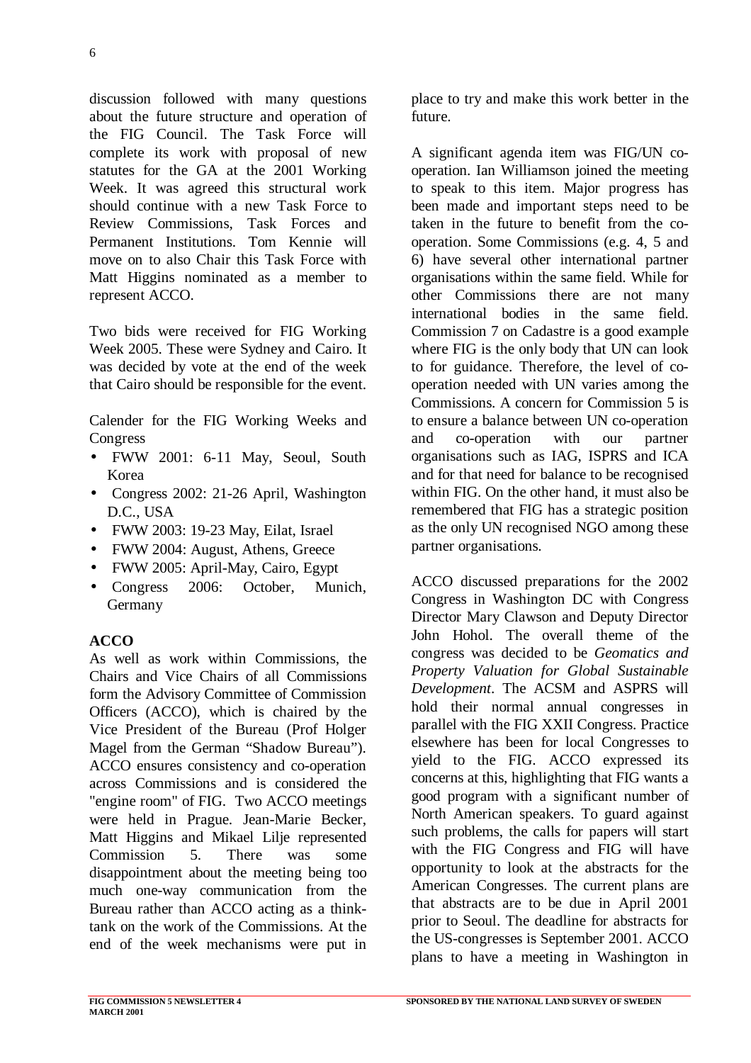discussion followed with many questions about the future structure and operation of the FIG Council. The Task Force will complete its work with proposal of new statutes for the GA at the 2001 Working Week. It was agreed this structural work should continue with a new Task Force to Review Commissions, Task Forces and Permanent Institutions. Tom Kennie will move on to also Chair this Task Force with Matt Higgins nominated as a member to represent ACCO.

Two bids were received for FIG Working Week 2005. These were Sydney and Cairo. It was decided by vote at the end of the week that Cairo should be responsible for the event.

Calender for the FIG Working Weeks and Congress

- FWW 2001: 6-11 May, Seoul, South Korea
- Congress 2002: 21-26 April, Washington D.C., USA
- FWW 2003: 19-23 May, Eilat, Israel
- FWW 2004: August, Athens, Greece
- FWW 2005: April-May, Cairo, Egypt
- Congress 2006: October, Munich, Germany

**ACCO**

As well as work within Commissions, the Chairs and Vice Chairs of all Commissions form the Advisory Committee of Commission Officers (ACCO), which is chaired by the Vice President of the Bureau (Prof Holger Magel from the German "Shadow Bureau"). ACCO ensures consistency and co-operation across Commissions and is considered the "engine room" of FIG. Two ACCO meetings were held in Prague. Jean-Marie Becker, Matt Higgins and Mikael Lilje represented Commission 5. There was some disappointment about the meeting being too much one-way communication from the Bureau rather than ACCO acting as a think-tank on the work of the Commissions. At the end of the week mechanisms were put in place to try and make this work better in the future.

A significant agenda item was FIG/UN co-operation. Ian Williamson joined the meeting to speak to this item. Major progress has been made and important steps need to be taken in the future to benefit from the co-operation. Some Commissions (e.g. 4, 5 and 6) have several other international partner organisations within the same field. While for other Commissions there are not many international bodies in the same field. Commission 7 on Cadastre is a good example where FIG is the only body that UN can look to for guidance. Therefore, the level of co-operation needed with UN varies among the Commissions. A concern for Commission 5 is to ensure a balance between UN co-operation and co-operation with our partner organisations such as IAG, ISPRS and ICA and for that need for balance to be recognised within FIG. On the other hand, it must also be remembered that FIG has a strategic position as the only UN recognised NGO among these partner organisations.

ACCO discussed preparations for the 2002 Congress in Washington DC with Congress Director Mary Clawson and Deputy Director John Hohol. The overall theme of the congress was decided to be *Geomatics and Property Valuation for Global Sustainable Development*. The ACSM and ASPRS will hold their normal annual congresses in parallel with the FIG XXII Congress. Practice elsewhere has been for local Congresses to yield to the FIG. ACCO expressed its concerns at this, highlighting that FIG wants a good program with a significant number of North American speakers. To guard against such problems, the calls for papers will start with the FIG Congress and FIG will have opportunity to look at the abstracts for the American Congresses. The current plans are that abstracts are to be due in April 2001 prior to Seoul. The deadline for abstracts for the US-congresses is September 2001. ACCO plans to have a meeting in Washington in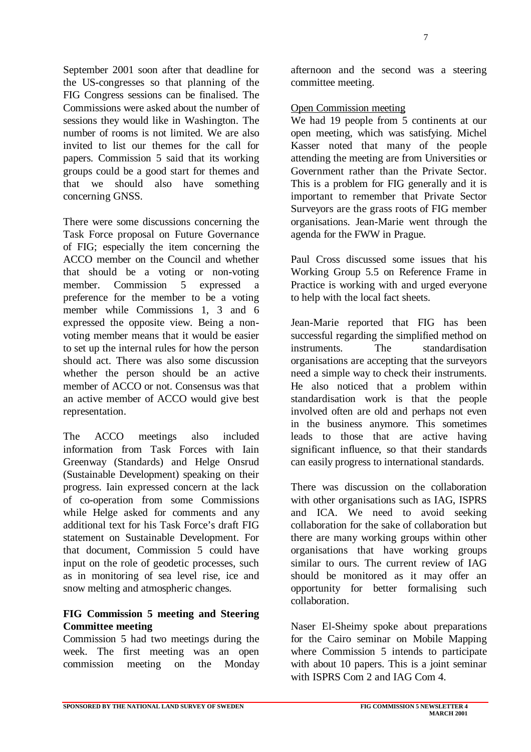September 2001 soon after that deadline for the US-congresses so that planning of the FIG Congress sessions can be finalised. The Commissions were asked about the number of sessions they would like in Washington. The number of rooms is not limited. We are also invited to list our themes for the call for papers. Commission 5 said that its working groups could be a good start for themes and that we should also have something concerning GNSS.

There were some discussions concerning the Task Force proposal on Future Governance of FIG; especially the item concerning the ACCO member on the Council and whether that should be a voting or non-voting member. Commission 5 expressed a preference for the member to be a voting member while Commissions 1, 3 and 6 expressed the opposite view. Being a non-voting member means that it would be easier to set up the internal rules for how the person should act. There was also some discussion whether the person should be an active member of ACCO or not. Consensus was that an active member of ACCO would give best representation.

The ACCO meetings also included information from Task Forces with Iain Greenway (Standards) and Helge Onsrud (Sustainable Development) speaking on their progress. Iain expressed concern at the lack of co-operation from some Commissions while Helge asked for comments and any additional text for his Task Force's draft FIG statement on Sustainable Development. For that document, Commission 5 could have input on the role of geodetic processes, such as in monitoring of sea level rise, ice and snow melting and atmospheric changes.

**FIG Commission 5 meeting and Steering Committee meeting**

Commission 5 had two meetings during the week. The first meeting was an open commission meeting on the Monday afternoon and the second was a steering committee meeting.

Open Commission meeting

We had 19 people from 5 continents at our open meeting, which was satisfying. Michel Kasser noted that many of the people attending the meeting are from Universities or Government rather than the Private Sector. This is a problem for FIG generally and it is important to remember that Private Sector Surveyors are the grass roots of FIG member organisations. Jean-Marie went through the agenda for the FWW in Prague.

Paul Cross discussed some issues that his Working Group 5.5 on Reference Frame in Practice is working with and urged everyone to help with the local fact sheets.

Jean-Marie reported that FIG has been successful regarding the simplified method on instruments. The standardisation organisations are accepting that the surveyors need a simple way to check their instruments. He also noticed that a problem within standardisation work is that the people involved often are old and perhaps not even in the business anymore. This sometimes leads to those that are active having significant influence, so that their standards can easily progress to international standards.

There was discussion on the collaboration with other organisations such as IAG, ISPRS and ICA. We need to avoid seeking collaboration for the sake of collaboration but there are many working groups within other organisations that have working groups similar to ours. The current review of IAG should be monitored as it may offer an opportunity for better formalising such collaboration.

Naser El-Sheimy spoke about preparations for the Cairo seminar on Mobile Mapping where Commission 5 intends to participate with about 10 papers. This is a joint seminar with ISPRS Com 2 and IAG Com 4.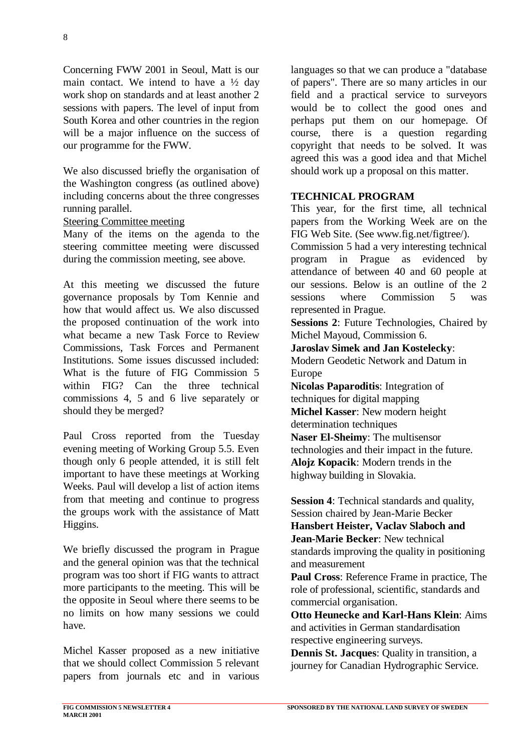Concerning FWW 2001 in Seoul, Matt is our main contact. We intend to have a ½ day work shop on standards and at least another 2 sessions with papers. The level of input from South Korea and other countries in the region will be a major influence on the success of our programme for the FWW.

We also discussed briefly the organisation of the Washington congress (as outlined above) including concerns about the three congresses running parallel.

Steering Committee meeting

Many of the items on the agenda to the steering committee meeting were discussed during the commission meeting, see above.

At this meeting we discussed the future governance proposals by Tom Kennie and how that would affect us. We also discussed the proposed continuation of the work into what became a new Task Force to Review Commissions, Task Forces and Permanent Institutions. Some issues discussed included: What is the future of FIG Commission 5 within FIG? Can the three technical commissions 4, 5 and 6 live separately or should they be merged?

Paul Cross reported from the Tuesday evening meeting of Working Group 5.5. Even though only 6 people attended, it is still felt important to have these meetings at Working Weeks. Paul will develop a list of action items from that meeting and continue to progress the groups work with the assistance of Matt Higgins.

We briefly discussed the program in Prague and the general opinion was that the technical program was too short if FIG wants to attract more participants to the meeting. This will be the opposite in Seoul where there seems to be no limits on how many sessions we could have.

Michel Kasser proposed as a new initiative that we should collect Commission 5 relevant papers from journals etc and in various languages so that we can produce a "database of papers". There are so many articles in our field and a practical service to surveyors would be to collect the good ones and perhaps put them on our homepage. Of course, there is a question regarding copyright that needs to be solved. It was agreed this was a good idea and that Michel should work up a proposal on this matter.

**TECHNICAL PROGRAM**

This year, for the first time, all technical papers from the Working Week are on the FIG Web Site. (See www.fig.net/figtree/).

Commission 5 had a very interesting technical program in Prague as evidenced by attendance of between 40 and 60 people at our sessions. Below is an outline of the 2 sessions where Commission 5 was represented in Prague.

**Sessions 2**: Future Technologies, Chaired by Michel Mayoud, Commission 6.

**Jaroslav Simek and Jan Kostelecky**: Modern Geodetic Network and Datum in Europe

**Nicolas Paparoditis**: Integration of techniques for digital mapping

**Michel Kasser**: New modern height determination techniques

**Naser El-Sheimy**: The multisensor technologies and their impact in the future.

**Alojz Kopacik**: Modern trends in the highway building in Slovakia.

**Session 4**: Technical standards and quality, Session chaired by Jean-Marie Becker

**Hansbert Heister, Vaclav Slaboch and Jean-Marie Becker**: New technical standards improving the quality in positioning and measurement

**Paul Cross**: Reference Frame in practice, The role of professional, scientific, standards and commercial organisation.

**Otto Heunecke and Karl-Hans Klein**: Aims and activities in German standardisation respective engineering surveys.

**Dennis St. Jacques**: Quality in transition, a journey for Canadian Hydrographic Service.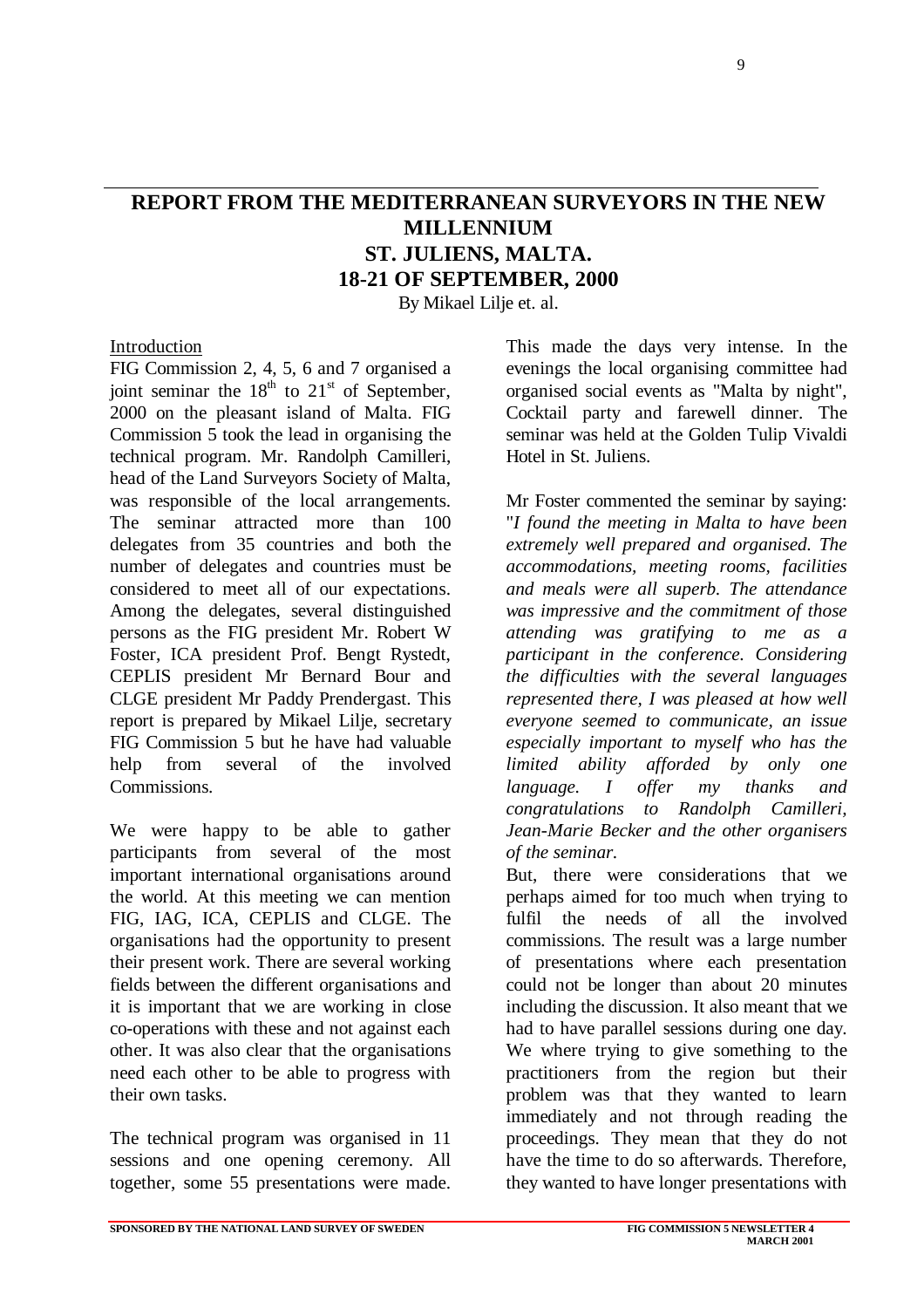# REPORT FROM THE MEDITERRANEAN SURVEYORS IN THE NEW MILLENNIUM
# ST. JULIENS, MALTA.
# 18-21 OF SEPTEMBER, 2000

By Mikael Lilje et. al.

## Introduction

FIG Commission 2, 4, 5, 6 and 7 organised a joint seminar the 18th to 21st of September, 2000 on the pleasant island of Malta. FIG Commission 5 took the lead in organising the technical program. Mr. Randolph Camilleri, head of the Land Surveyors Society of Malta, was responsible of the local arrangements. The seminar attracted more than 100 delegates from 35 countries and both the number of delegates and countries must be considered to meet all of our expectations. Among the delegates, several distinguished persons as the FIG president Mr. Robert W Foster, ICA president Prof. Bengt Rystedt, CEPLIS president Mr Bernard Bour and CLGE president Mr Paddy Prendergast. This report is prepared by Mikael Lilje, secretary FIG Commission 5 but he have had valuable help from several of the involved Commissions.

We were happy to be able to gather participants from several of the most important international organisations around the world. At this meeting we can mention FIG, IAG, ICA, CEPLIS and CLGE. The organisations had the opportunity to present their present work. There are several working fields between the different organisations and it is important that we are working in close co-operations with these and not against each other. It was also clear that the organisations need each other to be able to progress with their own tasks.

The technical program was organised in 11 sessions and one opening ceremony. All together, some 55 presentations were made. This made the days very intense. In the evenings the local organising committee had organised social events as "Malta by night", Cocktail party and farewell dinner. The seminar was held at the Golden Tulip Vivaldi Hotel in St. Juliens.

Mr Foster commented the seminar by saying: "*I found the meeting in Malta to have been extremely well prepared and organised. The accommodations, meeting rooms, facilities and meals were all superb. The attendance was impressive and the commitment of those attending was gratifying to me as a participant in the conference. Considering the difficulties with the several languages represented there, I was pleased at how well everyone seemed to communicate, an issue especially important to myself who has the limited ability afforded by only one language. I offer my thanks and congratulations to Randolph Camilleri, Jean-Marie Becker and the other organisers of the seminar.*

But, there were considerations that we perhaps aimed for too much when trying to fulfil the needs of all the involved commissions. The result was a large number of presentations where each presentation could not be longer than about 20 minutes including the discussion. It also meant that we had to have parallel sessions during one day. We where trying to give something to the practitioners from the region but their problem was that they wanted to learn immediately and not through reading the proceedings. They mean that they do not have the time to do so afterwards. Therefore, they wanted to have longer presentations with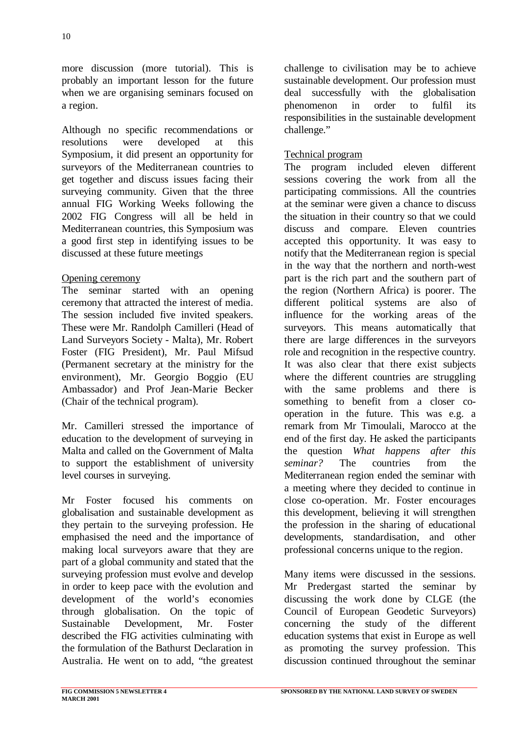more discussion (more tutorial). This is probably an important lesson for the future when we are organising seminars focused on a region.

Although no specific recommendations or resolutions were developed at this Symposium, it did present an opportunity for surveyors of the Mediterranean countries to get together and discuss issues facing their surveying community. Given that the three annual FIG Working Weeks following the 2002 FIG Congress will all be held in Mediterranean countries, this Symposium was a good first step in identifying issues to be discussed at these future meetings

Opening ceremony

The seminar started with an opening ceremony that attracted the interest of media. The session included five invited speakers. These were Mr. Randolph Camilleri (Head of Land Surveyors Society - Malta), Mr. Robert Foster (FIG President), Mr. Paul Mifsud (Permanent secretary at the ministry for the environment), Mr. Georgio Boggio (EU Ambassador) and Prof Jean-Marie Becker (Chair of the technical program).

Mr. Camilleri stressed the importance of education to the development of surveying in Malta and called on the Government of Malta to support the establishment of university level courses in surveying.

Mr Foster focused his comments on globalisation and sustainable development as they pertain to the surveying profession. He emphasised the need and the importance of making local surveyors aware that they are part of a global community and stated that the surveying profession must evolve and develop in order to keep pace with the evolution and development of the world's economies through globalisation. On the topic of Sustainable Development, Mr. Foster described the FIG activities culminating with the formulation of the Bathurst Declaration in Australia. He went on to add, "the greatest challenge to civilisation may be to achieve sustainable development. Our profession must deal successfully with the globalisation phenomenon in order to fulfil its responsibilities in the sustainable development challenge."

Technical program

The program included eleven different sessions covering the work from all the participating commissions. All the countries at the seminar were given a chance to discuss the situation in their country so that we could discuss and compare. Eleven countries accepted this opportunity. It was easy to notify that the Mediterranean region is special in the way that the northern and north-west part is the rich part and the southern part of the region (Northern Africa) is poorer. The different political systems are also of influence for the working areas of the surveyors. This means automatically that there are large differences in the surveyors role and recognition in the respective country. It was also clear that there exist subjects where the different countries are struggling with the same problems and there is something to benefit from a closer co-operation in the future. This was e.g. a remark from Mr Timoulali, Marocco at the end of the first day. He asked the participants the question *What happens after this seminar?* The countries from the Mediterranean region ended the seminar with a meeting where they decided to continue in close co-operation. Mr. Foster encourages this development, believing it will strengthen the profession in the sharing of educational developments, standardisation, and other professional concerns unique to the region.

Many items were discussed in the sessions. Mr Predergast started the seminar by discussing the work done by CLGE (the Council of European Geodetic Surveyors) concerning the study of the different education systems that exist in Europe as well as promoting the survey profession. This discussion continued throughout the seminar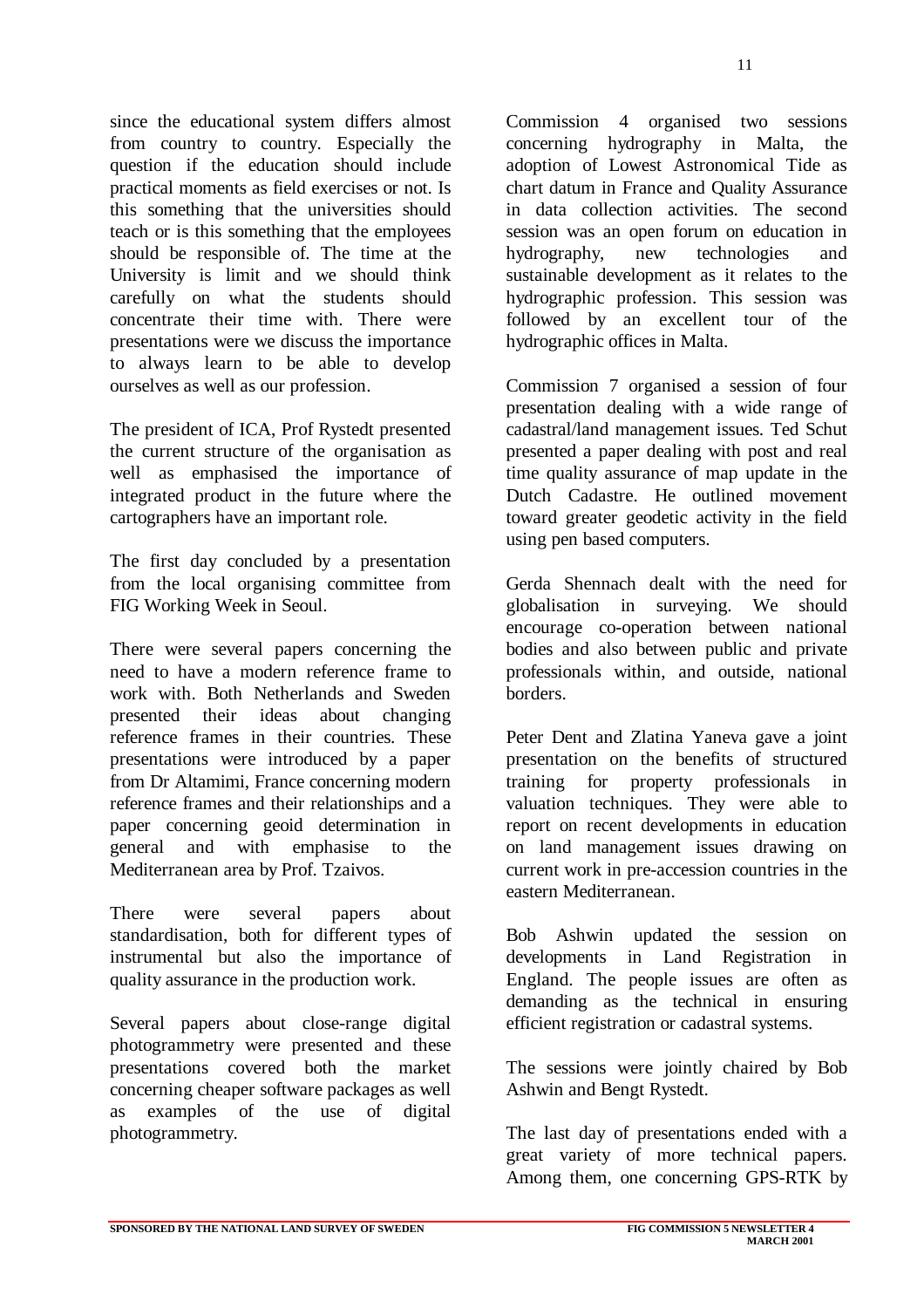since the educational system differs almost from country to country. Especially the question if the education should include practical moments as field exercises or not. Is this something that the universities should teach or is this something that the employees should be responsible of. The time at the University is limit and we should think carefully on what the students should concentrate their time with. There were presentations were we discuss the importance to always learn to be able to develop ourselves as well as our profession.

The president of ICA, Prof Rystedt presented the current structure of the organisation as well as emphasised the importance of integrated product in the future where the cartographers have an important role.

The first day concluded by a presentation from the local organising committee from FIG Working Week in Seoul.

There were several papers concerning the need to have a modern reference frame to work with. Both Netherlands and Sweden presented their ideas about changing reference frames in their countries. These presentations were introduced by a paper from Dr Altamimi, France concerning modern reference frames and their relationships and a paper concerning geoid determination in general and with emphasise to the Mediterranean area by Prof. Tzaivos.

There were several papers about standardisation, both for different types of instrumental but also the importance of quality assurance in the production work.

Several papers about close-range digital photogrammetry were presented and these presentations covered both the market concerning cheaper software packages as well as examples of the use of digital photogrammetry.

Commission 4 organised two sessions concerning hydrography in Malta, the adoption of Lowest Astronomical Tide as chart datum in France and Quality Assurance in data collection activities. The second session was an open forum on education in hydrography, new technologies and sustainable development as it relates to the hydrographic profession. This session was followed by an excellent tour of the hydrographic offices in Malta.

Commission 7 organised a session of four presentation dealing with a wide range of cadastral/land management issues. Ted Schut presented a paper dealing with post and real time quality assurance of map update in the Dutch Cadastre. He outlined movement toward greater geodetic activity in the field using pen based computers.

Gerda Shennach dealt with the need for globalisation in surveying. We should encourage co-operation between national bodies and also between public and private professionals within, and outside, national borders.

Peter Dent and Zlatina Yaneva gave a joint presentation on the benefits of structured training for property professionals in valuation techniques. They were able to report on recent developments in education on land management issues drawing on current work in pre-accession countries in the eastern Mediterranean.

Bob Ashwin updated the session on developments in Land Registration in England. The people issues are often as demanding as the technical in ensuring efficient registration or cadastral systems.

The sessions were jointly chaired by Bob Ashwin and Bengt Rystedt.

The last day of presentations ended with a great variety of more technical papers. Among them, one concerning GPS-RTK by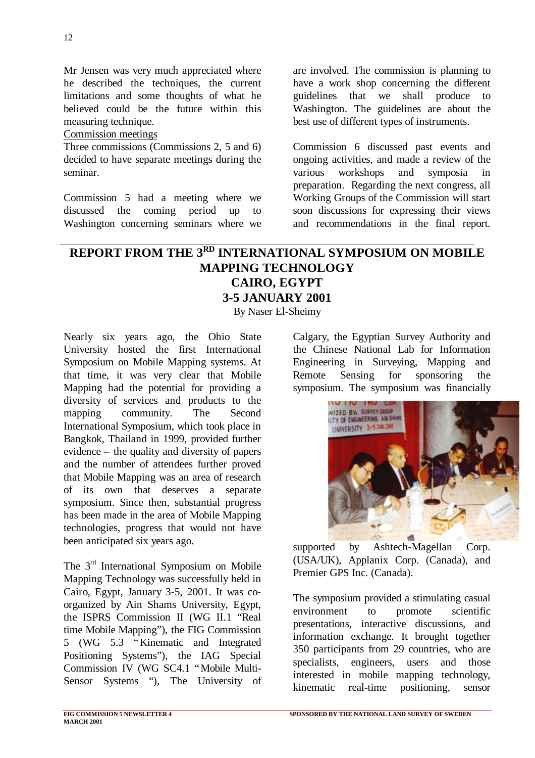Mr Jensen was very much appreciated where he described the techniques, the current limitations and some thoughts of what he believed could be the future within this measuring technique.

Commission meetings

Three commissions (Commissions 2, 5 and 6) decided to have separate meetings during the seminar.

Commission 5 had a meeting where we discussed the coming period up to Washington concerning seminars where we are involved. The commission is planning to have a work shop concerning the different guidelines that we shall produce to Washington. The guidelines are about the best use of different types of instruments.

Commission 6 discussed past events and ongoing activities, and made a review of the various workshops and symposia in preparation. Regarding the next congress, all Working Groups of the Commission will start soon discussions for expressing their views and recommendations in the final report.

## REPORT FROM THE 3RD INTERNATIONAL SYMPOSIUM ON MOBILE MAPPING TECHNOLOGY CAIRO, EGYPT 3-5 JANUARY 2001

By Naser El-Sheimy

Nearly six years ago, the Ohio State University hosted the first International Symposium on Mobile Mapping systems. At that time, it was very clear that Mobile Mapping had the potential for providing a diversity of services and products to the mapping community. The Second International Symposium, which took place in Bangkok, Thailand in 1999, provided further evidence – the quality and diversity of papers and the number of attendees further proved that Mobile Mapping was an area of research of its own that deserves a separate symposium. Since then, substantial progress has been made in the area of Mobile Mapping technologies, progress that would not have been anticipated six years ago.

The 3rd International Symposium on Mobile Mapping Technology was successfully held in Cairo, Egypt, January 3-5, 2001. It was co-organized by Ain Shams University, Egypt, the ISPRS Commission II (WG II.1 "Real time Mobile Mapping"), the FIG Commission 5 (WG 5.3 "Kinematic and Integrated Positioning Systems"), the IAG Special Commission IV (WG SC4.1 "Mobile Multi-Sensor Systems "), The University of Calgary, the Egyptian Survey Authority and the Chinese National Lab for Information Engineering in Surveying, Mapping and Remote Sensing for sponsoring the symposium. The symposium was financially supported by Ashtech-Magellan Corp. (USA/UK), Applanix Corp. (Canada), and Premier GPS Inc. (Canada).

The symposium provided a stimulating casual environment to promote scientific presentations, interactive discussions, and information exchange. It brought together 350 participants from 29 countries, who are specialists, engineers, users and those interested in mobile mapping technology, kinematic real-time positioning, sensor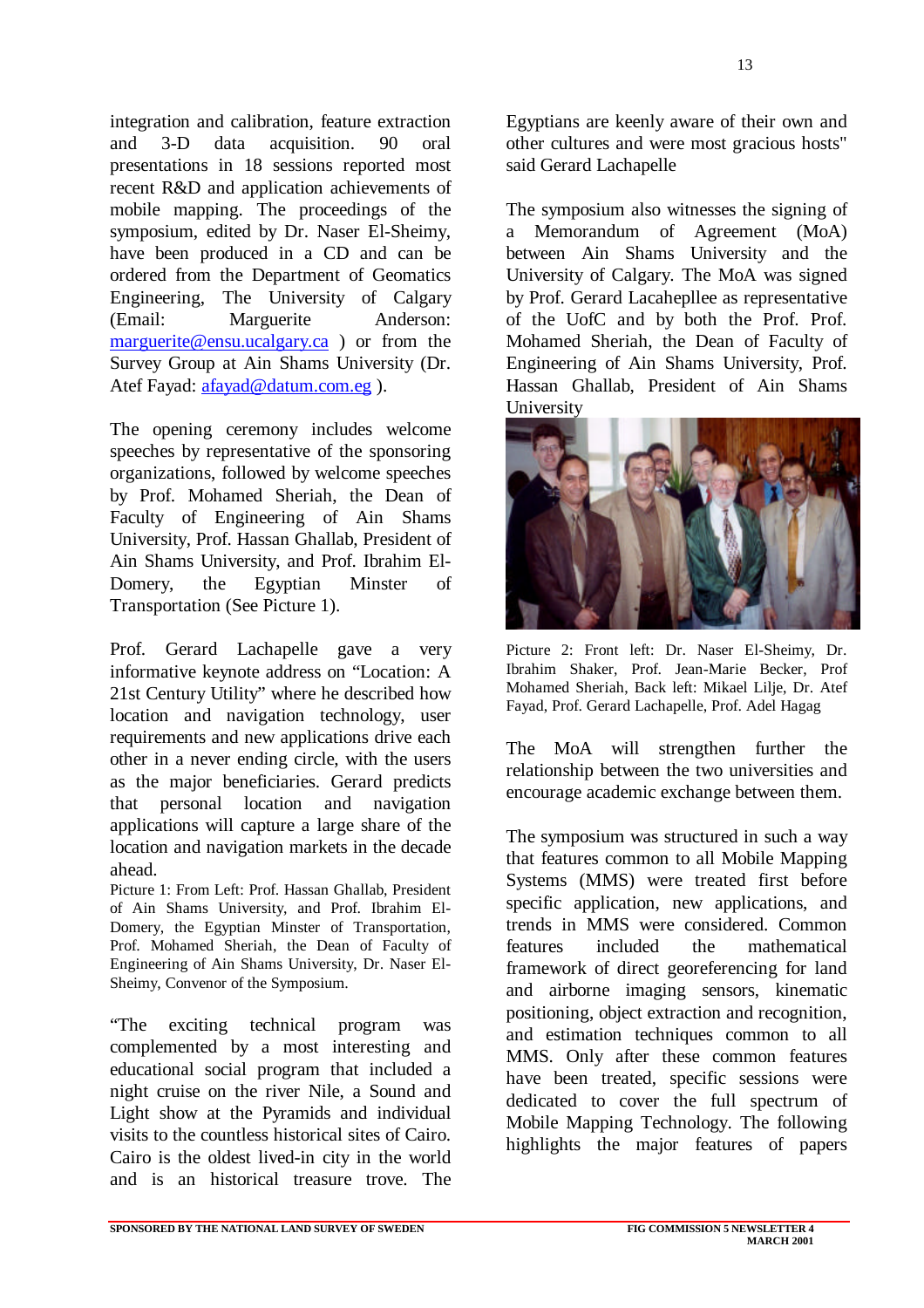integration and calibration, feature extraction and 3-D data acquisition. 90 oral presentations in 18 sessions reported most recent R&D and application achievements of mobile mapping. The proceedings of the symposium, edited by Dr. Naser El-Sheimy, have been produced in a CD and can be ordered from the Department of Geomatics Engineering, The University of Calgary (Email: Marguerite Anderson: marguerite@ensu.ucalgary.ca ) or from the Survey Group at Ain Shams University (Dr. Atef Fayad: afayad@datum.com.eg ).

The opening ceremony includes welcome speeches by representative of the sponsoring organizations, followed by welcome speeches by Prof. Mohamed Sheriah, the Dean of Faculty of Engineering of Ain Shams University, Prof. Hassan Ghallab, President of Ain Shams University, and Prof. Ibrahim El-Domery, the Egyptian Minster of Transportation (See Picture 1).

Prof. Gerard Lachapelle gave a very informative keynote address on "Location: A 21st Century Utility" where he described how location and navigation technology, user requirements and new applications drive each other in a never ending circle, with the users as the major beneficiaries. Gerard predicts that personal location and navigation applications will capture a large share of the location and navigation markets in the decade ahead.

Picture 1: From Left: Prof. Hassan Ghallab, President of Ain Shams University, and Prof. Ibrahim El-Domery, the Egyptian Minster of Transportation, Prof. Mohamed Sheriah, the Dean of Faculty of Engineering of Ain Shams University, Dr. Naser El-Sheimy, Convenor of the Symposium.

"The exciting technical program was complemented by a most interesting and educational social program that included a night cruise on the river Nile, a Sound and Light show at the Pyramids and individual visits to the countless historical sites of Cairo. Cairo is the oldest lived-in city in the world and is an historical treasure trove. The Egyptians are keenly aware of their own and other cultures and were most gracious hosts" said Gerard Lachapelle

The symposium also witnesses the signing of a Memorandum of Agreement (MoA) between Ain Shams University and the University of Calgary. The MoA was signed by Prof. Gerard Lacahepllee as representative of the UofC and by both the Prof. Prof. Mohamed Sheriah, the Dean of Faculty of Engineering of Ain Shams University, Prof. Hassan Ghallab, President of Ain Shams University

Picture 2: Front left: Dr. Naser El-Sheimy, Dr. Ibrahim Shaker, Prof. Jean-Marie Becker, Prof Mohamed Sheriah, Back left: Mikael Lilje, Dr. Atef Fayad, Prof. Gerard Lachapelle, Prof. Adel Hagag

The MoA will strengthen further the relationship between the two universities and encourage academic exchange between them.

The symposium was structured in such a way that features common to all Mobile Mapping Systems (MMS) were treated first before specific application, new applications, and trends in MMS were considered. Common features included the mathematical framework of direct georeferencing for land and airborne imaging sensors, kinematic positioning, object extraction and recognition, and estimation techniques common to all MMS. Only after these common features have been treated, specific sessions were dedicated to cover the full spectrum of Mobile Mapping Technology. The following highlights the major features of papers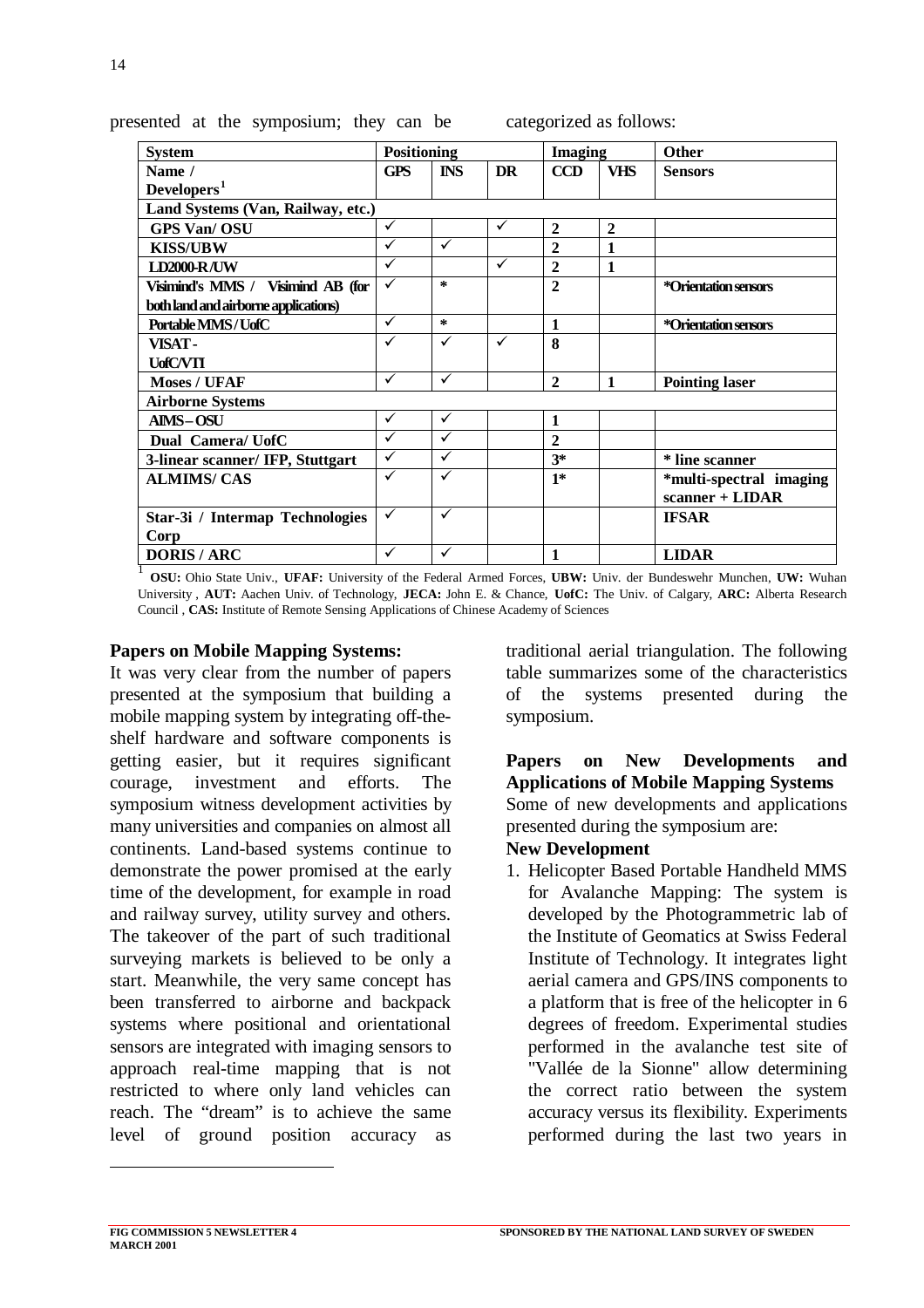presented at the symposium; they can be categorized as follows:

| System | Positioning | | | Imaging | | Other |
|---|---|---|---|---|---|---|
| Name / Developers[1] | GPS | INS | DR | CCD | VHS | Sensors |
| **Land Systems (Van, Railway, etc.)** | | | | | | |
| GPS Van/ OSU | ✓ | | ✓ | 2 | 2 | |
| KISS/UBW | ✓ | ✓ | | 2 | 1 | |
| LD2000-R/UW | ✓ | | ✓ | 2 | 1 | |
| Visimind's MMS / Visimind AB (for both land and airborne applications) | ✓ | * | | 2 | | *Orientation sensors |
| Portable MMS / UofC | ✓ | * | | 1 | | *Orientation sensors |
| VISAT - UofC/VTI | ✓ | ✓ | ✓ | 8 | | |
| Moses / UFAF | ✓ | ✓ | | 2 | 1 | Pointing laser |
| **Airborne Systems** | | | | | | |
| AIMS – OSU | ✓ | ✓ | | 1 | | |
| Dual Camera/ UofC | ✓ | ✓ | | 2 | | |
| 3-linear scanner/ IFP, Stuttgart | ✓ | ✓ | | 3* | | * line scanner |
| ALMIMS/ CAS | ✓ | ✓ | | 1* | | *multi-spectral imaging scanner + LIDAR |
| Star-3i / Intermap Technologies Corp | ✓ | ✓ | | | | IFSAR |
| DORIS / ARC | ✓ | ✓ | | 1 | | LIDAR |

[1] **OSU:** Ohio State Univ., **UFAF:** University of the Federal Armed Forces, **UBW:** Univ. der Bundeswehr Munchen, **UW:** Wuhan University , **AUT:** Aachen Univ. of Technology, **JECA:** John E. & Chance, **UofC:** The Univ. of Calgary, **ARC:** Alberta Research Council , **CAS:** Institute of Remote Sensing Applications of Chinese Academy of Sciences

**Papers on Mobile Mapping Systems:**

It was very clear from the number of papers presented at the symposium that building a mobile mapping system by integrating off-the-shelf hardware and software components is getting easier, but it requires significant courage, investment and efforts. The symposium witness development activities by many universities and companies on almost all continents. Land-based systems continue to demonstrate the power promised at the early time of the development, for example in road and railway survey, utility survey and others. The takeover of the part of such traditional surveying markets is believed to be only a start. Meanwhile, the very same concept has been transferred to airborne and backpack systems where positional and orientational sensors are integrated with imaging sensors to approach real-time mapping that is not restricted to where only land vehicles can reach. The "dream" is to achieve the same level of ground position accuracy as traditional aerial triangulation. The following table summarizes some of the characteristics of the systems presented during the symposium.

**Papers on New Developments and Applications of Mobile Mapping Systems**

Some of new developments and applications presented during the symposium are:

**New Development**

1. Helicopter Based Portable Handheld MMS for Avalanche Mapping: The system is developed by the Photogrammetric lab of the Institute of Geomatics at Swiss Federal Institute of Technology. It integrates light aerial camera and GPS/INS components to a platform that is free of the helicopter in 6 degrees of freedom. Experimental studies performed in the avalanche test site of "Vallée de la Sionne" allow determining the correct ratio between the system accuracy versus its flexibility. Experiments performed during the last two years in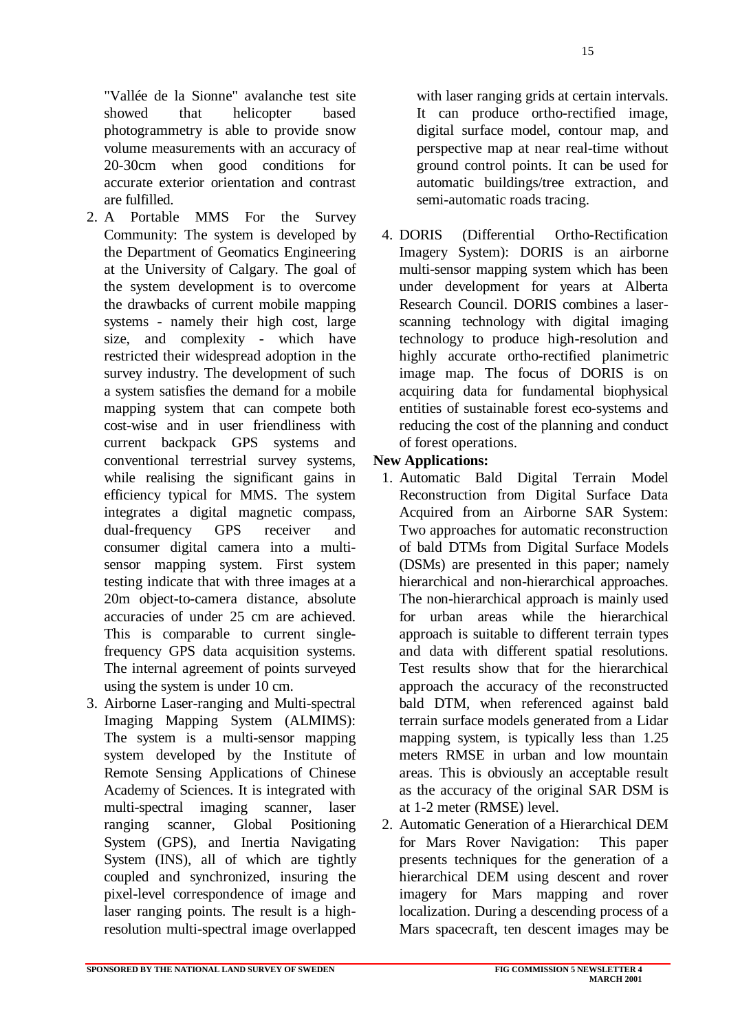"Vallée de la Sionne" avalanche test site showed that helicopter based photogrammetry is able to provide snow volume measurements with an accuracy of 20-30cm when good conditions for accurate exterior orientation and contrast are fulfilled.

2. A Portable MMS For the Survey Community: The system is developed by the Department of Geomatics Engineering at the University of Calgary. The goal of the system development is to overcome the drawbacks of current mobile mapping systems - namely their high cost, large size, and complexity - which have restricted their widespread adoption in the survey industry. The development of such a system satisfies the demand for a mobile mapping system that can compete both cost-wise and in user friendliness with current backpack GPS systems and conventional terrestrial survey systems, while realising the significant gains in efficiency typical for MMS. The system integrates a digital magnetic compass, dual-frequency GPS receiver and consumer digital camera into a multi-sensor mapping system. First system testing indicate that with three images at a 20m object-to-camera distance, absolute accuracies of under 25 cm are achieved. This is comparable to current single-frequency GPS data acquisition systems. The internal agreement of points surveyed using the system is under 10 cm.
3. Airborne Laser-ranging and Multi-spectral Imaging Mapping System (ALMIMS): The system is a multi-sensor mapping system developed by the Institute of Remote Sensing Applications of Chinese Academy of Sciences. It is integrated with multi-spectral imaging scanner, laser ranging scanner, Global Positioning System (GPS), and Inertia Navigating System (INS), all of which are tightly coupled and synchronized, insuring the pixel-level correspondence of image and laser ranging points. The result is a high-resolution multi-spectral image overlapped with laser ranging grids at certain intervals. It can produce ortho-rectified image, digital surface model, contour map, and perspective map at near real-time without ground control points. It can be used for automatic buildings/tree extraction, and semi-automatic roads tracing.
4. DORIS (Differential Ortho-Rectification Imagery System): DORIS is an airborne multi-sensor mapping system which has been under development for years at Alberta Research Council. DORIS combines a laser-scanning technology with digital imaging technology to produce high-resolution and highly accurate ortho-rectified planimetric image map. The focus of DORIS is on acquiring data for fundamental biophysical entities of sustainable forest eco-systems and reducing the cost of the planning and conduct of forest operations.

**New Applications:**

1. Automatic Bald Digital Terrain Model Reconstruction from Digital Surface Data Acquired from an Airborne SAR System: Two approaches for automatic reconstruction of bald DTMs from Digital Surface Models (DSMs) are presented in this paper; namely hierarchical and non-hierarchical approaches. The non-hierarchical approach is mainly used for urban areas while the hierarchical approach is suitable to different terrain types and data with different spatial resolutions. Test results show that for the hierarchical approach the accuracy of the reconstructed bald DTM, when referenced against bald terrain surface models generated from a Lidar mapping system, is typically less than 1.25 meters RMSE in urban and low mountain areas. This is obviously an acceptable result as the accuracy of the original SAR DSM is at 1-2 meter (RMSE) level.
2. Automatic Generation of a Hierarchical DEM for Mars Rover Navigation: This paper presents techniques for the generation of a hierarchical DEM using descent and rover imagery for Mars mapping and rover localization. During a descending process of a Mars spacecraft, ten descent images may be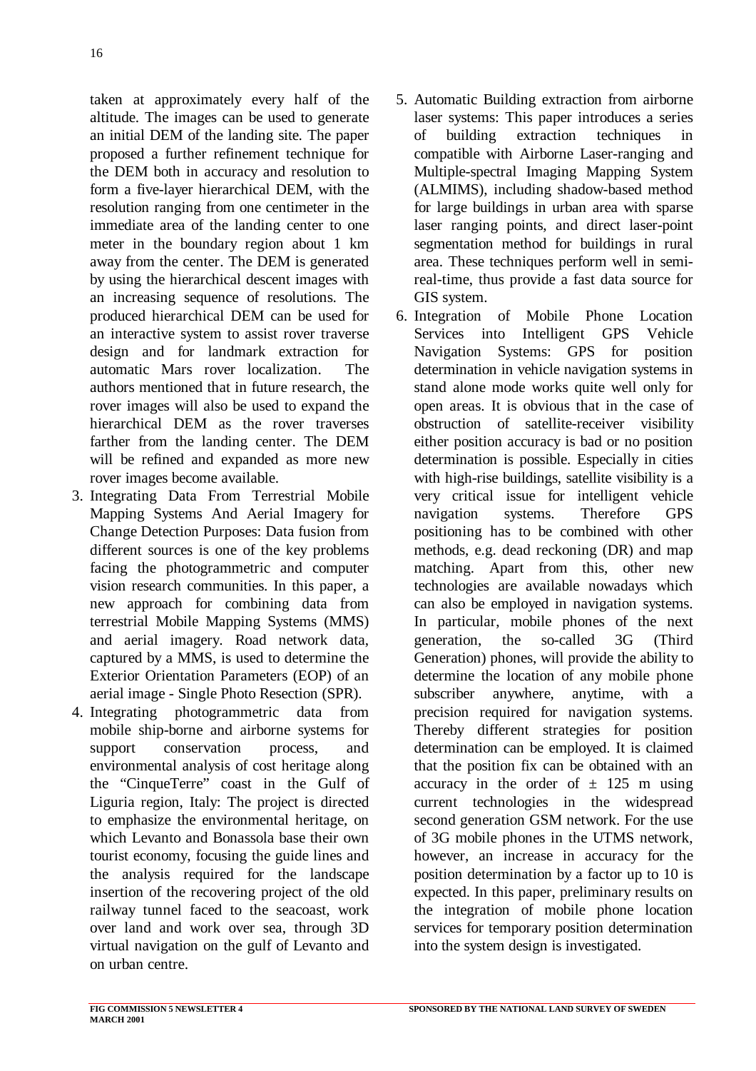taken at approximately every half of the altitude. The images can be used to generate an initial DEM of the landing site. The paper proposed a further refinement technique for the DEM both in accuracy and resolution to form a five-layer hierarchical DEM, with the resolution ranging from one centimeter in the immediate area of the landing center to one meter in the boundary region about 1 km away from the center. The DEM is generated by using the hierarchical descent images with an increasing sequence of resolutions. The produced hierarchical DEM can be used for an interactive system to assist rover traverse design and for landmark extraction for automatic Mars rover localization. The authors mentioned that in future research, the rover images will also be used to expand the hierarchical DEM as the rover traverses farther from the landing center. The DEM will be refined and expanded as more new rover images become available.

3. Integrating Data From Terrestrial Mobile Mapping Systems And Aerial Imagery for Change Detection Purposes: Data fusion from different sources is one of the key problems facing the photogrammetric and computer vision research communities. In this paper, a new approach for combining data from terrestrial Mobile Mapping Systems (MMS) and aerial imagery. Road network data, captured by a MMS, is used to determine the Exterior Orientation Parameters (EOP) of an aerial image - Single Photo Resection (SPR).
4. Integrating photogrammetric data from mobile ship-borne and airborne systems for support conservation process, and environmental analysis of cost heritage along the "CinqueTerre" coast in the Gulf of Liguria region, Italy: The project is directed to emphasize the environmental heritage, on which Levanto and Bonassola base their own tourist economy, focusing the guide lines and the analysis required for the landscape insertion of the recovering project of the old railway tunnel faced to the seacoast, work over land and work over sea, through 3D virtual navigation on the gulf of Levanto and on urban centre.
5. Automatic Building extraction from airborne laser systems: This paper introduces a series of building extraction techniques in compatible with Airborne Laser-ranging and Multiple-spectral Imaging Mapping System (ALMIMS), including shadow-based method for large buildings in urban area with sparse laser ranging points, and direct laser-point segmentation method for buildings in rural area. These techniques perform well in semi-real-time, thus provide a fast data source for GIS system.
6. Integration of Mobile Phone Location Services into Intelligent GPS Vehicle Navigation Systems: GPS for position determination in vehicle navigation systems in stand alone mode works quite well only for open areas. It is obvious that in the case of obstruction of satellite-receiver visibility either position accuracy is bad or no position determination is possible. Especially in cities with high-rise buildings, satellite visibility is a very critical issue for intelligent vehicle navigation systems. Therefore GPS positioning has to be combined with other methods, e.g. dead reckoning (DR) and map matching. Apart from this, other new technologies are available nowadays which can also be employed in navigation systems. In particular, mobile phones of the next generation, the so-called 3G (Third Generation) phones, will provide the ability to determine the location of any mobile phone subscriber anywhere, anytime, with a precision required for navigation systems. Thereby different strategies for position determination can be employed. It is claimed that the position fix can be obtained with an accuracy in the order of ± 125 m using current technologies in the widespread second generation GSM network. For the use of 3G mobile phones in the UTMS network, however, an increase in accuracy for the position determination by a factor up to 10 is expected. In this paper, preliminary results on the integration of mobile phone location services for temporary position determination into the system design is investigated.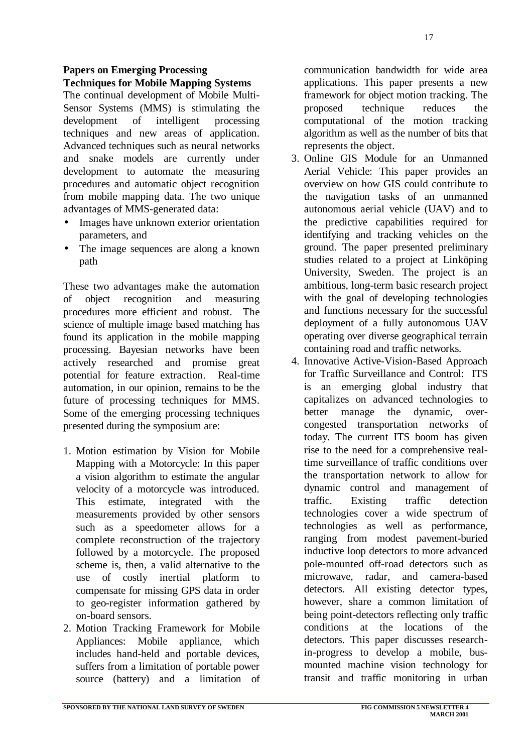**Papers on Emerging Processing Techniques for Mobile Mapping Systems**

The continual development of Mobile Multi-Sensor Systems (MMS) is stimulating the development of intelligent processing techniques and new areas of application. Advanced techniques such as neural networks and snake models are currently under development to automate the measuring procedures and automatic object recognition from mobile mapping data. The two unique advantages of MMS-generated data:

- Images have unknown exterior orientation parameters, and
- The image sequences are along a known path

These two advantages make the automation of object recognition and measuring procedures more efficient and robust. The science of multiple image based matching has found its application in the mobile mapping processing. Bayesian networks have been actively researched and promise great potential for feature extraction. Real-time automation, in our opinion, remains to be the future of processing techniques for MMS. Some of the emerging processing techniques presented during the symposium are:

1. Motion estimation by Vision for Mobile Mapping with a Motorcycle: In this paper a vision algorithm to estimate the angular velocity of a motorcycle was introduced. This estimate, integrated with the measurements provided by other sensors such as a speedometer allows for a complete reconstruction of the trajectory followed by a motorcycle. The proposed scheme is, then, a valid alternative to the use of costly inertial platform to compensate for missing GPS data in order to geo-register information gathered by on-board sensors.
2. Motion Tracking Framework for Mobile Appliances: Mobile appliance, which includes hand-held and portable devices, suffers from a limitation of portable power source (battery) and a limitation of communication bandwidth for wide area applications. This paper presents a new framework for object motion tracking. The proposed technique reduces the computational of the motion tracking algorithm as well as the number of bits that represents the object.
3. Online GIS Module for an Unmanned Aerial Vehicle: This paper provides an overview on how GIS could contribute to the navigation tasks of an unmanned autonomous aerial vehicle (UAV) and to the predictive capabilities required for identifying and tracking vehicles on the ground. The paper presented preliminary studies related to a project at Linköping University, Sweden. The project is an ambitious, long-term basic research project with the goal of developing technologies and functions necessary for the successful deployment of a fully autonomous UAV operating over diverse geographical terrain containing road and traffic networks.
4. Innovative Active-Vision-Based Approach for Traffic Surveillance and Control: ITS is an emerging global industry that capitalizes on advanced technologies to better manage the dynamic, over-congested transportation networks of today. The current ITS boom has given rise to the need for a comprehensive real-time surveillance of traffic conditions over the transportation network to allow for dynamic control and management of traffic. Existing traffic detection technologies cover a wide spectrum of technologies as well as performance, ranging from modest pavement-buried inductive loop detectors to more advanced pole-mounted off-road detectors such as microwave, radar, and camera-based detectors. All existing detector types, however, share a common limitation of being point-detectors reflecting only traffic conditions at the locations of the detectors. This paper discusses research-in-progress to develop a mobile, bus-mounted machine vision technology for transit and traffic monitoring in urban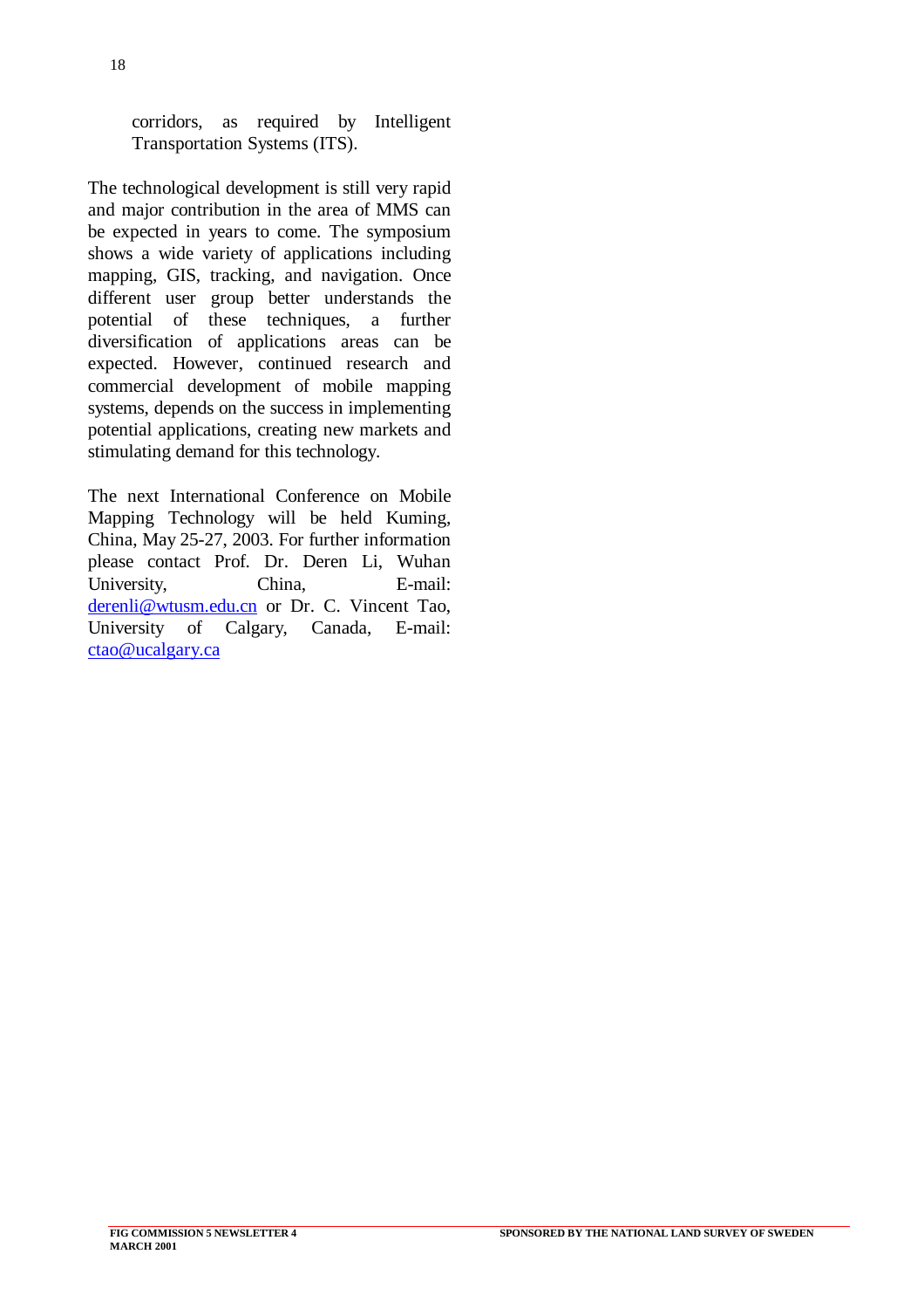corridors, as required by Intelligent Transportation Systems (ITS).

The technological development is still very rapid and major contribution in the area of MMS can be expected in years to come. The symposium shows a wide variety of applications including mapping, GIS, tracking, and navigation. Once different user group better understands the potential of these techniques, a further diversification of applications areas can be expected. However, continued research and commercial development of mobile mapping systems, depends on the success in implementing potential applications, creating new markets and stimulating demand for this technology.

The next International Conference on Mobile Mapping Technology will be held Kuming, China, May 25-27, 2003. For further information please contact Prof. Dr. Deren Li, Wuhan University, China, E-mail: derenli@wtusm.edu.cn or Dr. C. Vincent Tao, University of Calgary, Canada, E-mail: ctao@ucalgary.ca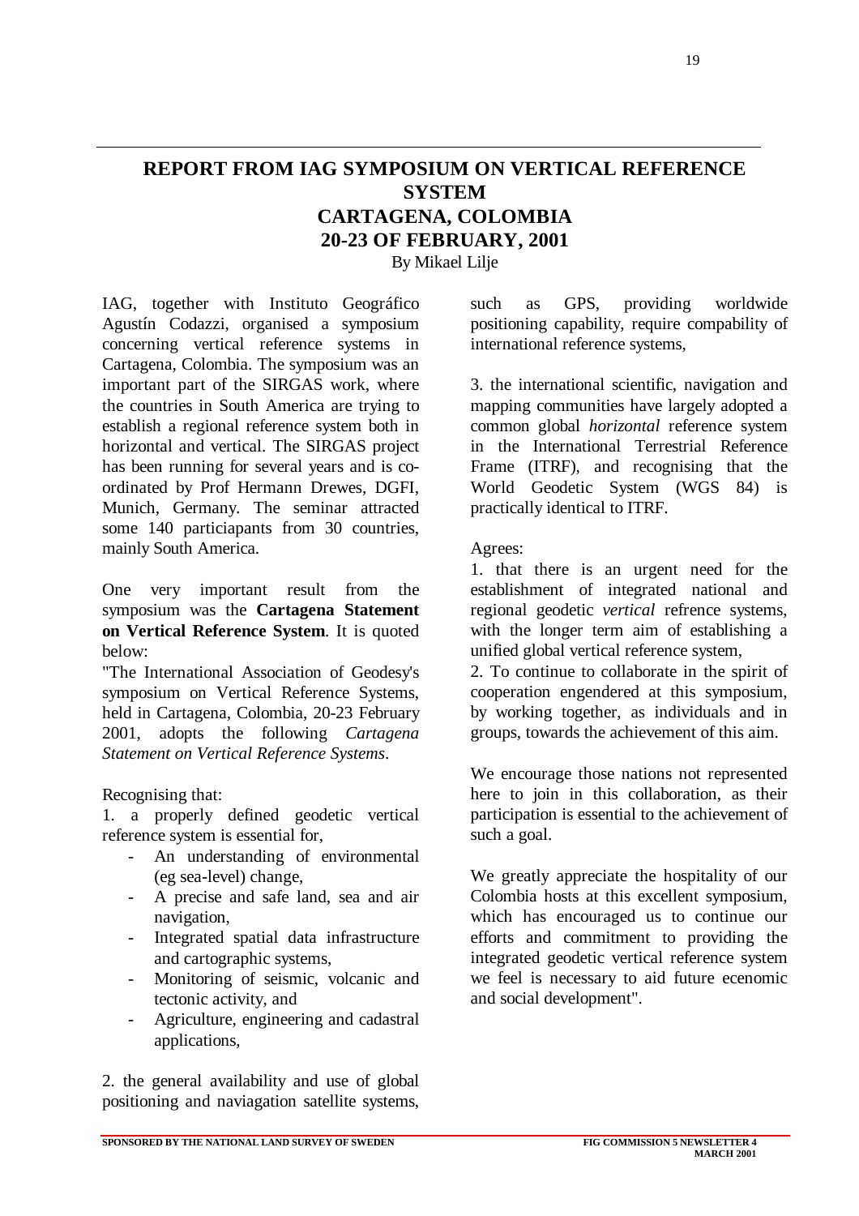## REPORT FROM IAG SYMPOSIUM ON VERTICAL REFERENCE SYSTEM CARTAGENA, COLOMBIA 20-23 OF FEBRUARY, 2001

By Mikael Lilje

IAG, together with Instituto Geográfico Agustín Codazzi, organised a symposium concerning vertical reference systems in Cartagena, Colombia. The symposium was an important part of the SIRGAS work, where the countries in South America are trying to establish a regional reference system both in horizontal and vertical. The SIRGAS project has been running for several years and is co-ordinated by Prof Hermann Drewes, DGFI, Munich, Germany. The seminar attracted some 140 particiapants from 30 countries, mainly South America.

One very important result from the symposium was the **Cartagena Statement on Vertical Reference System**. It is quoted below:

"The International Association of Geodesy's symposium on Vertical Reference Systems, held in Cartagena, Colombia, 20-23 February 2001, adopts the following *Cartagena Statement on Vertical Reference Systems*.

Recognising that:

1. a properly defined geodetic vertical reference system is essential for,
   - An understanding of environmental (eg sea-level) change,
   - A precise and safe land, sea and air navigation,
   - Integrated spatial data infrastructure and cartographic systems,
   - Monitoring of seismic, volcanic and tectonic activity, and
   - Agriculture, engineering and cadastral applications,

2. the general availability and use of global positioning and naviagation satellite systems, such as GPS, providing worldwide positioning capability, require compability of international reference systems,

3. the international scientific, navigation and mapping communities have largely adopted a common global *horizontal* reference system in the International Terrestrial Reference Frame (ITRF), and recognising that the World Geodetic System (WGS 84) is practically identical to ITRF.

Agrees:

1. that there is an urgent need for the establishment of integrated national and regional geodetic *vertical* refrence systems, with the longer term aim of establishing a unified global vertical reference system,
2. To continue to collaborate in the spirit of cooperation engendered at this symposium, by working together, as individuals and in groups, towards the achievement of this aim.

We encourage those nations not represented here to join in this collaboration, as their participation is essential to the achievement of such a goal.

We greatly appreciate the hospitality of our Colombia hosts at this excellent symposium, which has encouraged us to continue our efforts and commitment to providing the integrated geodetic vertical reference system we feel is necessary to aid future ecenomic and social development".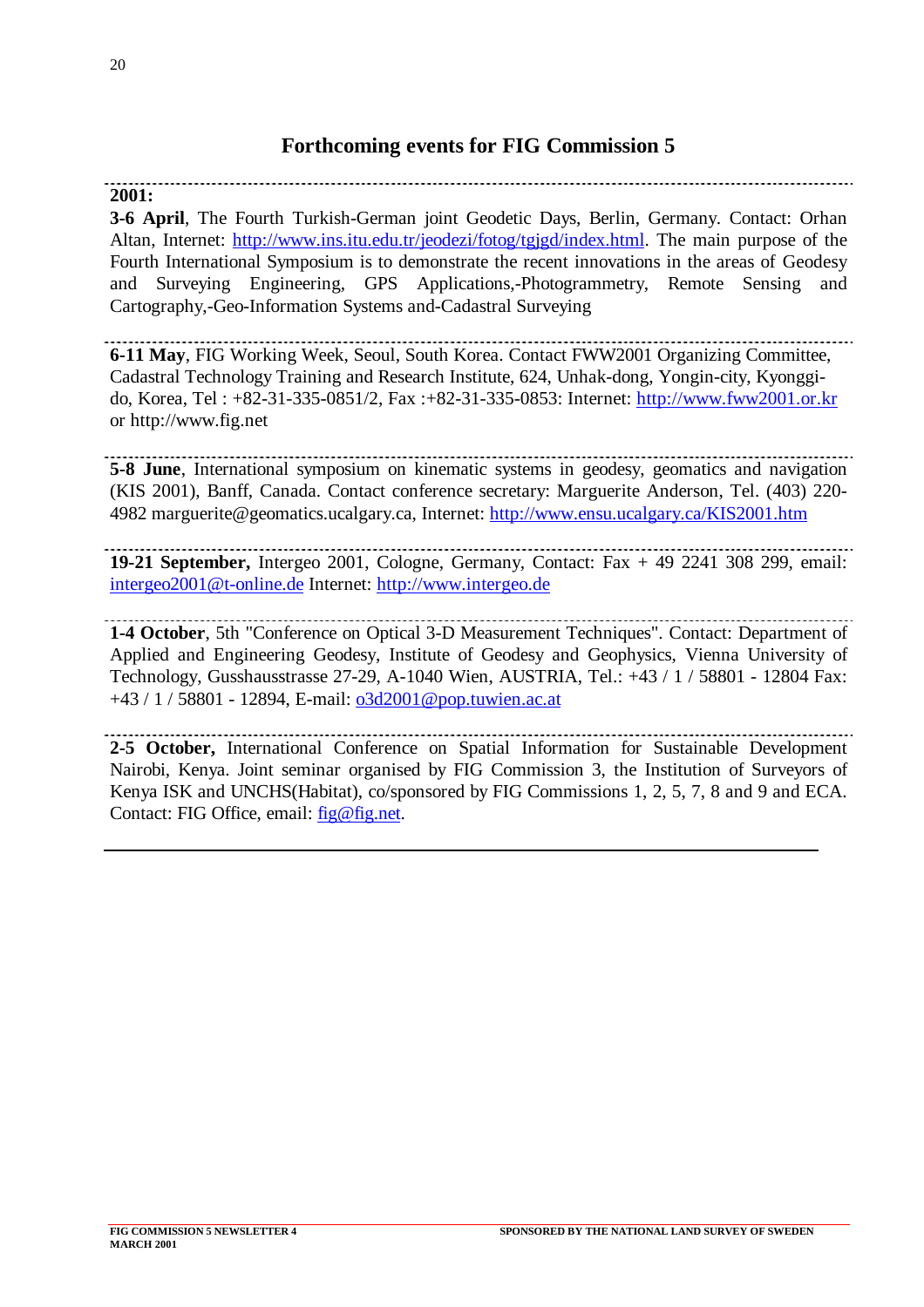## Forthcoming events for FIG Commission 5

---

**2001:**

**3-6 April**, The Fourth Turkish-German joint Geodetic Days, Berlin, Germany. Contact: Orhan Altan, Internet: http://www.ins.itu.edu.tr/jeodezi/fotog/tgjgd/index.html. The main purpose of the Fourth International Symposium is to demonstrate the recent innovations in the areas of Geodesy and Surveying Engineering, GPS Applications,-Photogrammetry, Remote Sensing and Cartography,-Geo-Information Systems and-Cadastral Surveying

---

**6-11 May**, FIG Working Week, Seoul, South Korea. Contact FWW2001 Organizing Committee, Cadastral Technology Training and Research Institute, 624, Unhak-dong, Yongin-city, Kyonggi-do, Korea, Tel : +82-31-335-0851/2, Fax :+82-31-335-0853: Internet: http://www.fww2001.or.kr or http://www.fig.net

---

**5-8 June**, International symposium on kinematic systems in geodesy, geomatics and navigation (KIS 2001), Banff, Canada. Contact conference secretary: Marguerite Anderson, Tel. (403) 220-4982 marguerite@geomatics.ucalgary.ca, Internet: http://www.ensu.ucalgary.ca/KIS2001.htm

---

**19-21 September,** Intergeo 2001, Cologne, Germany, Contact: Fax + 49 2241 308 299, email: intergeo2001@t-online.de Internet: http://www.intergeo.de

---

**1-4 October**, 5th "Conference on Optical 3-D Measurement Techniques". Contact: Department of Applied and Engineering Geodesy, Institute of Geodesy and Geophysics, Vienna University of Technology, Gusshausstrasse 27-29, A-1040 Wien, AUSTRIA, Tel.: +43 / 1 / 58801 - 12804 Fax: +43 / 1 / 58801 - 12894, E-mail: o3d2001@pop.tuwien.ac.at

---

**2-5 October,** International Conference on Spatial Information for Sustainable Development Nairobi, Kenya. Joint seminar organised by FIG Commission 3, the Institution of Surveyors of Kenya ISK and UNCHS(Habitat), co/sponsored by FIG Commissions 1, 2, 5, 7, 8 and 9 and ECA. Contact: FIG Office, email: fig@fig.net.

---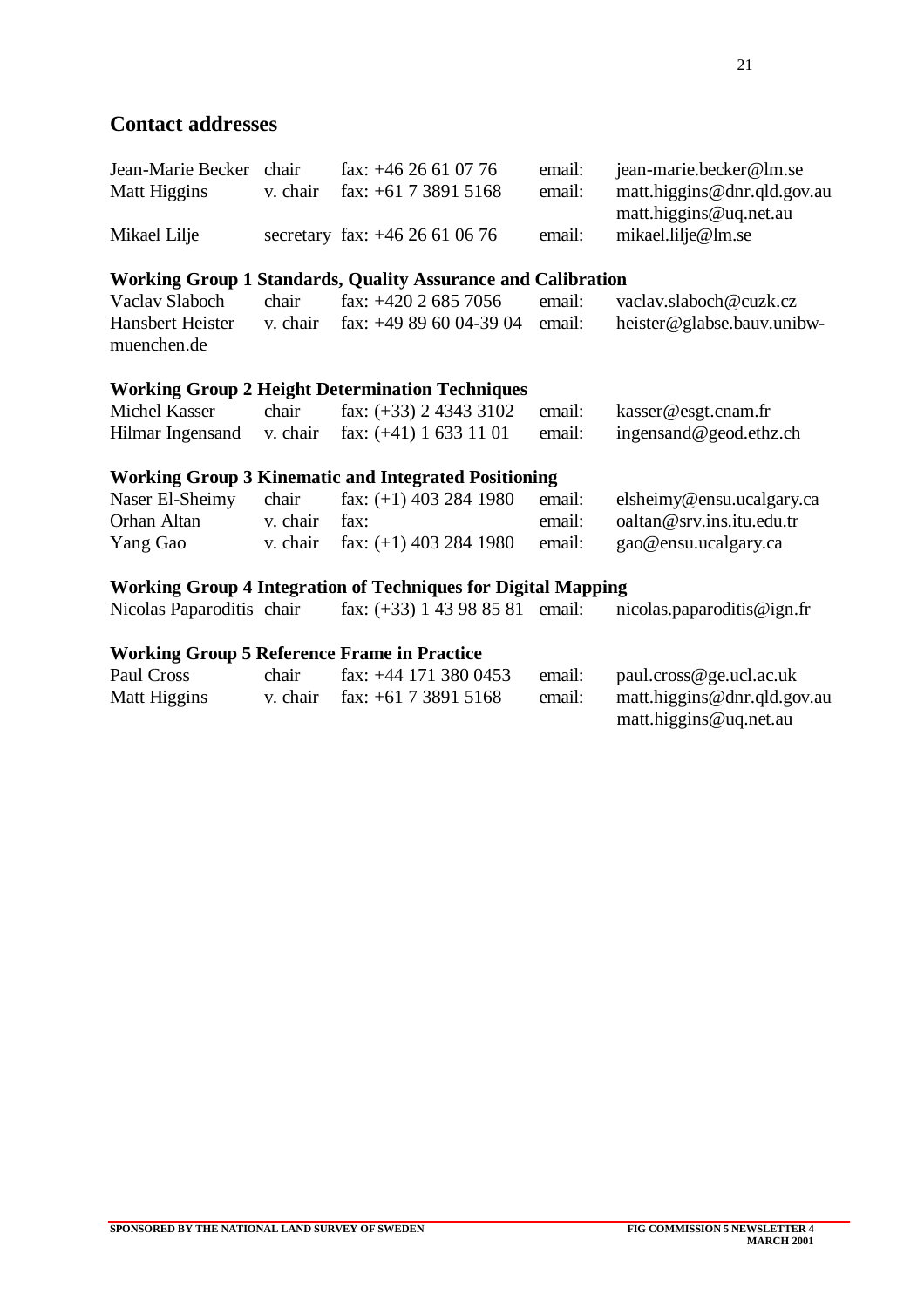## Contact addresses

| | | | | |
|---|---|---|---|---|
| Jean-Marie Becker | chair | fax: +46 26 61 07 76 | email: | jean-marie.becker@lm.se |
| Matt Higgins | v. chair | fax: +61 7 3891 5168 | email: | matt.higgins@dnr.qld.gov.au<br>matt.higgins@uq.net.au |
| Mikael Lilje | secretary | fax: +46 26 61 06 76 | email: | mikael.lilje@lm.se |

### Working Group 1 Standards, Quality Assurance and Calibration

| | | | | |
|---|---|---|---|---|
| Vaclav Slaboch | chair | fax: +420 2 685 7056 | email: | vaclav.slaboch@cuzk.cz |
| Hansbert Heister | v. chair | fax: +49 89 60 04-39 04 | email: | heister@glabse.bauv.unibw-muenchen.de |

### Working Group 2 Height Determination Techniques

| | | | | |
|---|---|---|---|---|
| Michel Kasser | chair | fax: (+33) 2 4343 3102 | email: | kasser@esgt.cnam.fr |
| Hilmar Ingensand | v. chair | fax: (+41) 1 633 11 01 | email: | ingensand@geod.ethz.ch |

### Working Group 3 Kinematic and Integrated Positioning

| | | | | |
|---|---|---|---|---|
| Naser El-Sheimy | chair | fax: (+1) 403 284 1980 | email: | elsheimy@ensu.ucalgary.ca |
| Orhan Altan | v. chair | fax: | email: | oaltan@srv.ins.itu.edu.tr |
| Yang Gao | v. chair | fax: (+1) 403 284 1980 | email: | gao@ensu.ucalgary.ca |

### Working Group 4 Integration of Techniques for Digital Mapping

| | | | | |
|---|---|---|---|---|
| Nicolas Paparoditis | chair | fax: (+33) 1 43 98 85 81 | email: | nicolas.paparoditis@ign.fr |

### Working Group 5 Reference Frame in Practice

| | | | | |
|---|---|---|---|---|
| Paul Cross | chair | fax: +44 171 380 0453 | email: | paul.cross@ge.ucl.ac.uk |
| Matt Higgins | v. chair | fax: +61 7 3891 5168 | email: | matt.higgins@dnr.qld.gov.au<br>matt.higgins@uq.net.au |